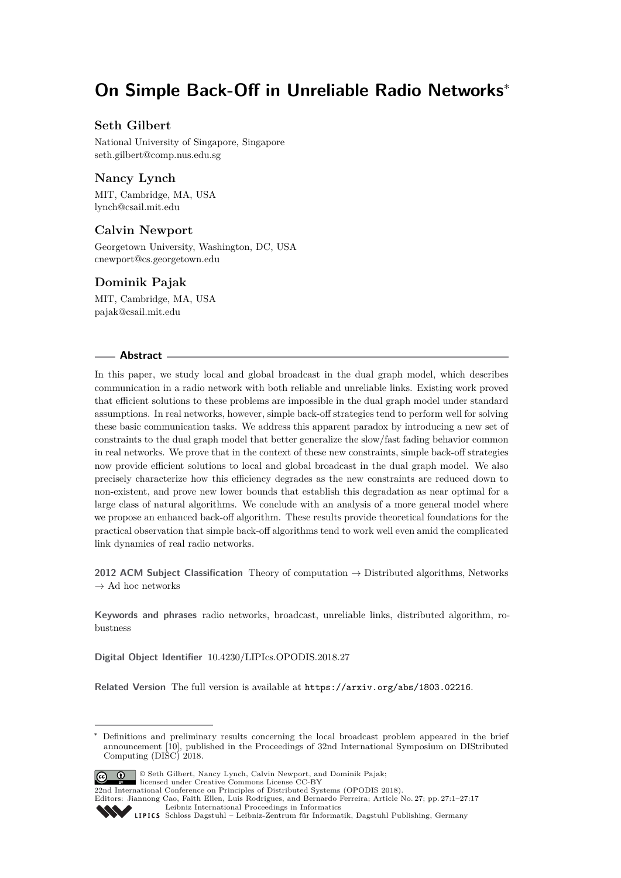# On Simple Back-Off in Unreliable Radio Networks*

**Seth Gilbert**

National University of Singapore, Singapore
seth.gilbert@comp.nus.edu.sg

**Nancy Lynch**

MIT, Cambridge, MA, USA
lynch@csail.mit.edu

**Calvin Newport**

Georgetown University, Washington, DC, USA
cnewport@cs.georgetown.edu

**Dominik Pajak**

MIT, Cambridge, MA, USA
pajak@csail.mit.edu

## Abstract

In this paper, we study local and global broadcast in the dual graph model, which describes communication in a radio network with both reliable and unreliable links. Existing work proved that efficient solutions to these problems are impossible in the dual graph model under standard assumptions. In real networks, however, simple back-off strategies tend to perform well for solving these basic communication tasks. We address this apparent paradox by introducing a new set of constraints to the dual graph model that better generalize the slow/fast fading behavior common in real networks. We prove that in the context of these new constraints, simple back-off strategies now provide efficient solutions to local and global broadcast in the dual graph model. We also precisely characterize how this efficiency degrades as the new constraints are reduced down to non-existent, and prove new lower bounds that establish this degradation as near optimal for a large class of natural algorithms. We conclude with an analysis of a more general model where we propose an enhanced back-off algorithm. These results provide theoretical foundations for the practical observation that simple back-off algorithms tend to work well even amid the complicated link dynamics of real radio networks.

**2012 ACM Subject Classification** Theory of computation → Distributed algorithms, Networks → Ad hoc networks

**Keywords and phrases** radio networks, broadcast, unreliable links, distributed algorithm, robustness

**Digital Object Identifier** 10.4230/LIPIcs.OPODIS.2018.27

**Related Version** The full version is available at https://arxiv.org/abs/1803.02216.

---

* Definitions and preliminary results concerning the local broadcast problem appeared in the brief announcement [10], published in the Proceedings of 32nd International Symposium on DIStributed Computing (DISC) 2018.

© Seth Gilbert, Nancy Lynch, Calvin Newport, and Dominik Pajak; licensed under Creative Commons License CC-BY
22nd International Conference on Principles of Distributed Systems (OPODIS 2018).
Editors: Jiannong Cao, Faith Ellen, Luis Rodrigues, and Bernardo Ferreira; Article No. 27; pp. 27:1–27:17
Leibniz International Proceedings in Informatics
LIPICS Schloss Dagstuhl – Leibniz-Zentrum für Informatik, Dagstuhl Publishing, Germany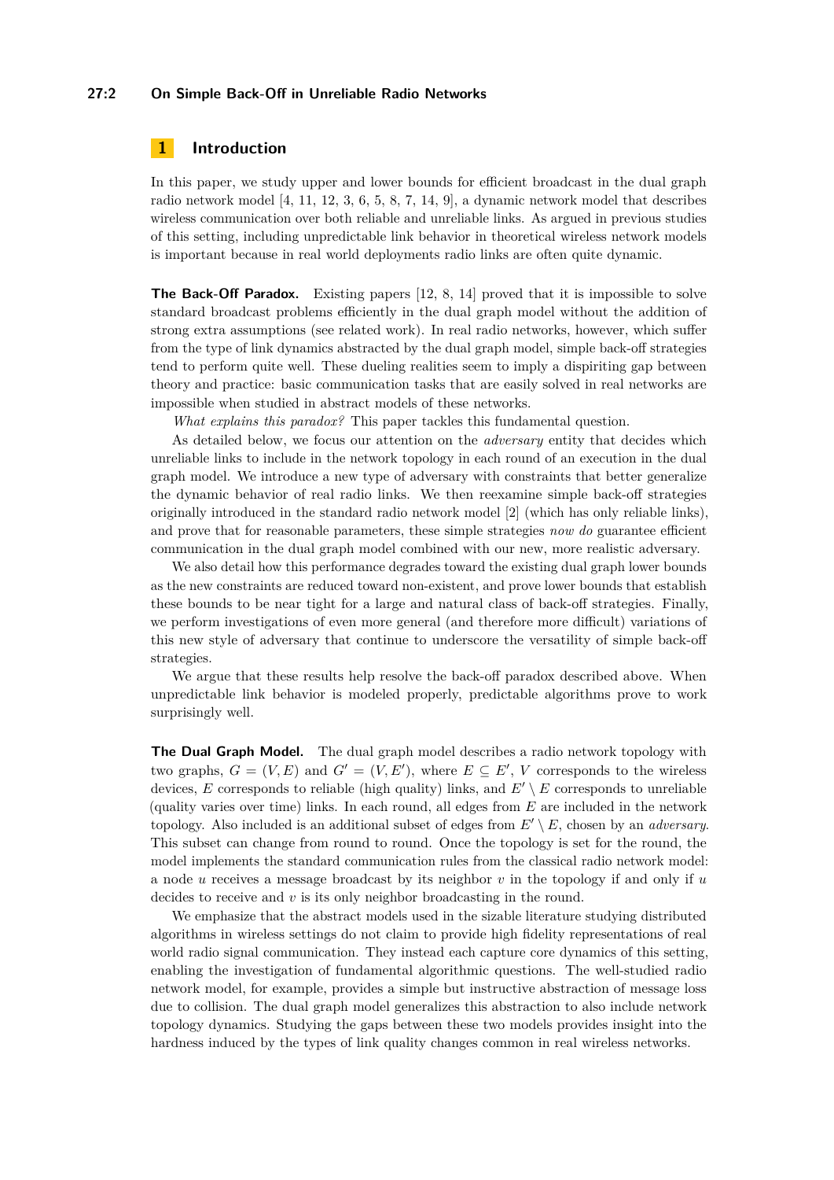## 1 Introduction

In this paper, we study upper and lower bounds for efficient broadcast in the dual graph radio network model [4, 11, 12, 3, 6, 5, 8, 7, 14, 9], a dynamic network model that describes wireless communication over both reliable and unreliable links. As argued in previous studies of this setting, including unpredictable link behavior in theoretical wireless network models is important because in real world deployments radio links are often quite dynamic.

**The Back-Off Paradox.** Existing papers [12, 8, 14] proved that it is impossible to solve standard broadcast problems efficiently in the dual graph model without the addition of strong extra assumptions (see related work). In real radio networks, however, which suffer from the type of link dynamics abstracted by the dual graph model, simple back-off strategies tend to perform quite well. These dueling realities seem to imply a dispiriting gap between theory and practice: basic communication tasks that are easily solved in real networks are impossible when studied in abstract models of these networks.

*What explains this paradox?* This paper tackles this fundamental question.

As detailed below, we focus our attention on the *adversary* entity that decides which unreliable links to include in the network topology in each round of an execution in the dual graph model. We introduce a new type of adversary with constraints that better generalize the dynamic behavior of real radio links. We then reexamine simple back-off strategies originally introduced in the standard radio network model [2] (which has only reliable links), and prove that for reasonable parameters, these simple strategies *now do* guarantee efficient communication in the dual graph model combined with our new, more realistic adversary.

We also detail how this performance degrades toward the existing dual graph lower bounds as the new constraints are reduced toward non-existent, and prove lower bounds that establish these bounds to be near tight for a large and natural class of back-off strategies. Finally, we perform investigations of even more general (and therefore more difficult) variations of this new style of adversary that continue to underscore the versatility of simple back-off strategies.

We argue that these results help resolve the back-off paradox described above. When unpredictable link behavior is modeled properly, predictable algorithms prove to work surprisingly well.

**The Dual Graph Model.** The dual graph model describes a radio network topology with two graphs, $G = (V, E)$ and $G' = (V, E')$, where $E \subseteq E'$, $V$ corresponds to the wireless devices, $E$ corresponds to reliable (high quality) links, and $E' \setminus E$ corresponds to unreliable (quality varies over time) links. In each round, all edges from $E$ are included in the network topology. Also included is an additional subset of edges from $E' \setminus E$, chosen by an *adversary*. This subset can change from round to round. Once the topology is set for the round, the model implements the standard communication rules from the classical radio network model: a node $u$ receives a message broadcast by its neighbor $v$ in the topology if and only if $u$ decides to receive and $v$ is its only neighbor broadcasting in the round.

We emphasize that the abstract models used in the sizable literature studying distributed algorithms in wireless settings do not claim to provide high fidelity representations of real world radio signal communication. They instead each capture core dynamics of this setting, enabling the investigation of fundamental algorithmic questions. The well-studied radio network model, for example, provides a simple but instructive abstraction of message loss due to collision. The dual graph model generalizes this abstraction to also include network topology dynamics. Studying the gaps between these two models provides insight into the hardness induced by the types of link quality changes common in real wireless networks.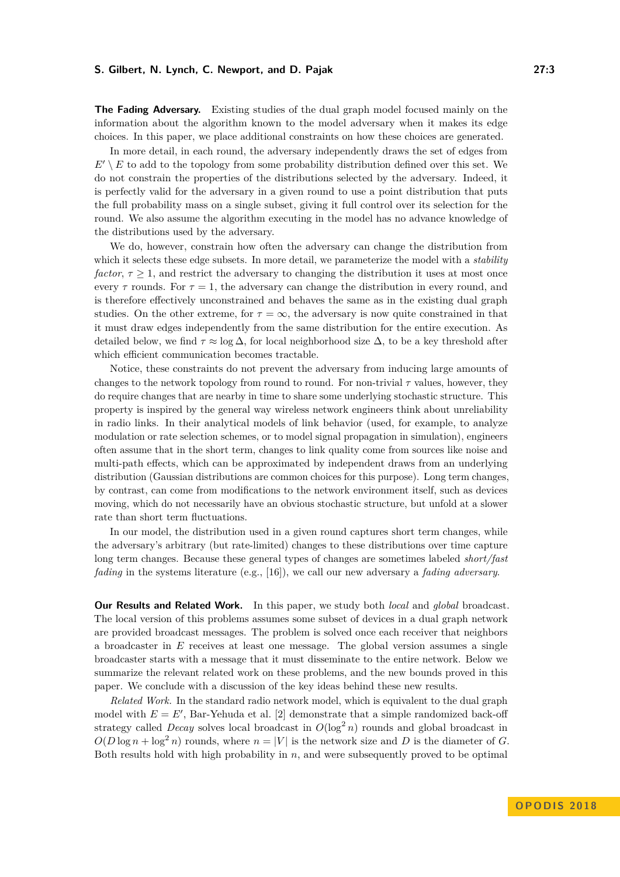**The Fading Adversary.** Existing studies of the dual graph model focused mainly on the information about the algorithm known to the model adversary when it makes its edge choices. In this paper, we place additional constraints on how these choices are generated.

In more detail, in each round, the adversary independently draws the set of edges from $E' \setminus E$ to add to the topology from some probability distribution defined over this set. We do not constrain the properties of the distributions selected by the adversary. Indeed, it is perfectly valid for the adversary in a given round to use a point distribution that puts the full probability mass on a single subset, giving it full control over its selection for the round. We also assume the algorithm executing in the model has no advance knowledge of the distributions used by the adversary.

We do, however, constrain how often the adversary can change the distribution from which it selects these edge subsets. In more detail, we parameterize the model with a *stability factor*, $\tau \geq 1$, and restrict the adversary to changing the distribution it uses at most once every $\tau$ rounds. For $\tau = 1$, the adversary can change the distribution in every round, and is therefore effectively unconstrained and behaves the same as in the existing dual graph studies. On the other extreme, for $\tau = \infty$, the adversary is now quite constrained in that it must draw edges independently from the same distribution for the entire execution. As detailed below, we find $\tau \approx \log \Delta$, for local neighborhood size $\Delta$, to be a key threshold after which efficient communication becomes tractable.

Notice, these constraints do not prevent the adversary from inducing large amounts of changes to the network topology from round to round. For non-trivial $\tau$ values, however, they do require changes that are nearby in time to share some underlying stochastic structure. This property is inspired by the general way wireless network engineers think about unreliability in radio links. In their analytical models of link behavior (used, for example, to analyze modulation or rate selection schemes, or to model signal propagation in simulation), engineers often assume that in the short term, changes to link quality come from sources like noise and multi-path effects, which can be approximated by independent draws from an underlying distribution (Gaussian distributions are common choices for this purpose). Long term changes, by contrast, can come from modifications to the network environment itself, such as devices moving, which do not necessarily have an obvious stochastic structure, but unfold at a slower rate than short term fluctuations.

In our model, the distribution used in a given round captures short term changes, while the adversary's arbitrary (but rate-limited) changes to these distributions over time capture long term changes. Because these general types of changes are sometimes labeled *short/fast fading* in the systems literature (e.g., [16]), we call our new adversary a *fading adversary*.

**Our Results and Related Work.** In this paper, we study both *local* and *global* broadcast. The local version of this problems assumes some subset of devices in a dual graph network are provided broadcast messages. The problem is solved once each receiver that neighbors a broadcaster in $E$ receives at least one message. The global version assumes a single broadcaster starts with a message that it must disseminate to the entire network. Below we summarize the relevant related work on these problems, and the new bounds proved in this paper. We conclude with a discussion of the key ideas behind these new results.

*Related Work.* In the standard radio network model, which is equivalent to the dual graph model with $E = E'$, Bar-Yehuda et al. [2] demonstrate that a simple randomized back-off strategy called *Decay* solves local broadcast in $O(\log^2 n)$ rounds and global broadcast in $O(D \log n + \log^2 n)$ rounds, where $n = |V|$ is the network size and $D$ is the diameter of $G$. Both results hold with high probability in $n$, and were subsequently proved to be optimal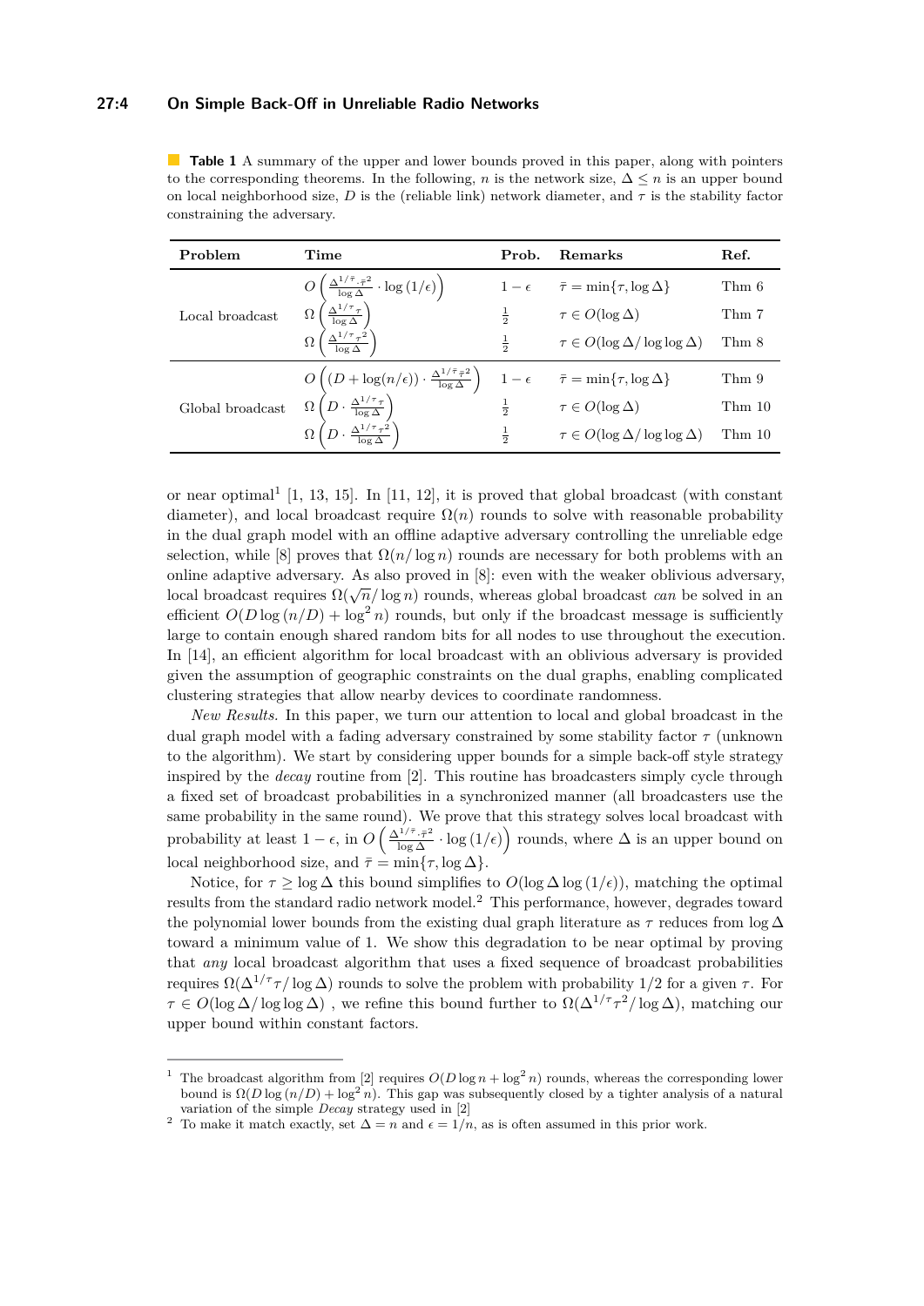**Table 1** A summary of the upper and lower bounds proved in this paper, along with pointers to the corresponding theorems. In the following, $n$ is the network size, $\Delta \leq n$ is an upper bound on local neighborhood size, $D$ is the (reliable link) network diameter, and $\tau$ is the stability factor constraining the adversary.

| Problem | Time | Prob. | Remarks | Ref. |
|---|---|---|---|---|
| Local broadcast | $O\left(\frac{\Delta^{1/\bar{\tau}} \cdot \bar{\tau}^2}{\log \Delta} \cdot \log(1/\epsilon)\right)$ | $1-\epsilon$ | $\bar{\tau} = \min\{\tau, \log \Delta\}$ | Thm 6 |
| | $\Omega\left(\frac{\Delta^{1/\tau}\tau}{\log \Delta}\right)$ | $\frac{1}{2}$ | $\tau \in O(\log \Delta)$ | Thm 7 |
| | $\Omega\left(\frac{\Delta^{1/\tau}\tau^2}{\log \Delta}\right)$ | $\frac{1}{2}$ | $\tau \in O(\log \Delta / \log\log \Delta)$ | Thm 8 |
| Global broadcast | $O\left((D + \log(n/\epsilon)) \cdot \frac{\Delta^{1/\bar{\tau}}\bar{\tau}^2}{\log \Delta}\right)$ | $1-\epsilon$ | $\bar{\tau} = \min\{\tau, \log \Delta\}$ | Thm 9 |
| | $\Omega\left(D \cdot \frac{\Delta^{1/\tau}\tau}{\log \Delta}\right)$ | $\frac{1}{2}$ | $\tau \in O(\log \Delta)$ | Thm 10 |
| | $\Omega\left(D \cdot \frac{\Delta^{1/\tau}\tau^2}{\log \Delta}\right)$ | $\frac{1}{2}$ | $\tau \in O(\log \Delta / \log\log \Delta)$ | Thm 10 |

or near optimal[1] [1, 13, 15]. In [11, 12], it is proved that global broadcast (with constant diameter), and local broadcast require $\Omega(n)$ rounds to solve with reasonable probability in the dual graph model with an offline adaptive adversary controlling the unreliable edge selection, while [8] proves that $\Omega(n/\log n)$ rounds are necessary for both problems with an online adaptive adversary. As also proved in [8]: even with the weaker oblivious adversary, local broadcast requires $\Omega(\sqrt{n}/\log n)$ rounds, whereas global broadcast *can* be solved in an efficient $O(D \log(n/D) + \log^2 n)$ rounds, but only if the broadcast message is sufficiently large to contain enough shared random bits for all nodes to use throughout the execution. In [14], an efficient algorithm for local broadcast with an oblivious adversary is provided given the assumption of geographic constraints on the dual graphs, enabling complicated clustering strategies that allow nearby devices to coordinate randomness.

*New Results.* In this paper, we turn our attention to local and global broadcast in the dual graph model with a fading adversary constrained by some stability factor $\tau$ (unknown to the algorithm). We start by considering upper bounds for a simple back-off style strategy inspired by the *decay* routine from [2]. This routine has broadcasters simply cycle through a fixed set of broadcast probabilities in a synchronized manner (all broadcasters use the same probability in the same round). We prove that this strategy solves local broadcast with probability at least $1-\epsilon$, in $O\left(\frac{\Delta^{1/\bar{\tau}} \cdot \bar{\tau}^2}{\log \Delta} \cdot \log(1/\epsilon)\right)$ rounds, where $\Delta$ is an upper bound on local neighborhood size, and $\bar{\tau} = \min\{\tau, \log \Delta\}$.

Notice, for $\tau \geq \log \Delta$ this bound simplifies to $O(\log \Delta \log(1/\epsilon))$, matching the optimal results from the standard radio network model.[2] This performance, however, degrades toward the polynomial lower bounds from the existing dual graph literature as $\tau$ reduces from $\log \Delta$ toward a minimum value of 1. We show this degradation to be near optimal by proving that *any* local broadcast algorithm that uses a fixed sequence of broadcast probabilities requires $\Omega(\Delta^{1/\tau}\tau/\log \Delta)$ rounds to solve the problem with probability 1/2 for a given $\tau$. For $\tau \in O(\log \Delta/\log\log \Delta)$ , we refine this bound further to $\Omega(\Delta^{1/\tau}\tau^2/\log \Delta)$, matching our upper bound within constant factors.

---

[1] The broadcast algorithm from [2] requires $O(D \log n + \log^2 n)$ rounds, whereas the corresponding lower bound is $\Omega(D \log(n/D) + \log^2 n)$. This gap was subsequently closed by a tighter analysis of a natural variation of the simple *Decay* strategy used in [2]

[2] To make it match exactly, set $\Delta = n$ and $\epsilon = 1/n$, as is often assumed in this prior work.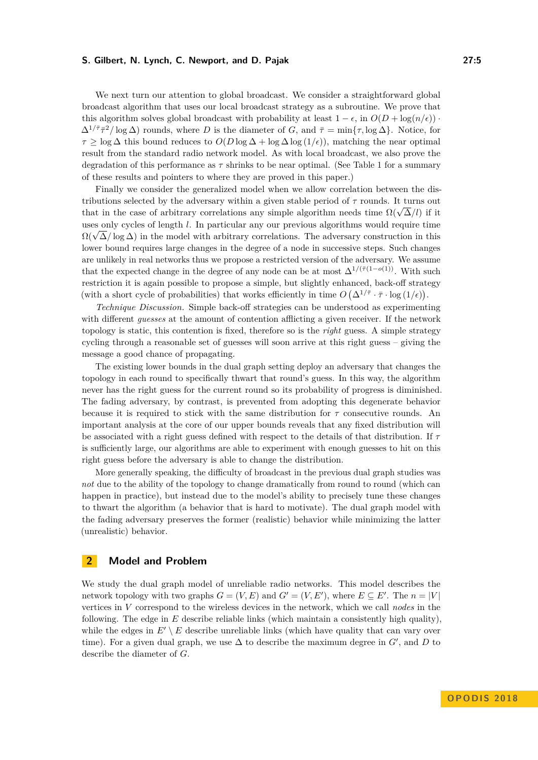We next turn our attention to global broadcast. We consider a straightforward global broadcast algorithm that uses our local broadcast strategy as a subroutine. We prove that this algorithm solves global broadcast with probability at least $1-\epsilon$, in $O(D + \log(n/\epsilon)) \cdot \Delta^{1/\bar{\tau}}\bar{\tau}^2/\log\Delta)$ rounds, where $D$ is the diameter of $G$, and $\bar{\tau} = \min\{\tau, \log\Delta\}$. Notice, for $\tau \geq \log\Delta$ this bound reduces to $O(D\log\Delta + \log\Delta\log(1/\epsilon))$, matching the near optimal result from the standard radio network model. As with local broadcast, we also prove the degradation of this performance as $\tau$ shrinks to be near optimal. (See Table 1 for a summary of these results and pointers to where they are proved in this paper.)

Finally we consider the generalized model when we allow correlation between the distributions selected by the adversary within a given stable period of $\tau$ rounds. It turns out that in the case of arbitrary correlations any simple algorithm needs time $\Omega(\sqrt{\Delta}/l)$ if it uses only cycles of length $l$. In particular any our previous algorithms would require time $\Omega(\sqrt{\Delta}/\log\Delta)$ in the model with arbitrary correlations. The adversary construction in this lower bound requires large changes in the degree of a node in successive steps. Such changes are unlikely in real networks thus we propose a restricted version of the adversary. We assume that the expected change in the degree of any node can be at most $\Delta^{1/(\bar{\tau}(1-o(1))}$. With such restriction it is again possible to propose a simple, but slightly enhanced, back-off strategy (with a short cycle of probabilities) that works efficiently in time $O\left(\Delta^{1/\bar{\tau}} \cdot \bar{\tau} \cdot \log(1/\epsilon)\right)$.

*Technique Discussion.* Simple back-off strategies can be understood as experimenting with different *guesses* at the amount of contention afflicting a given receiver. If the network topology is static, this contention is fixed, therefore so is the *right* guess. A simple strategy cycling through a reasonable set of guesses will soon arrive at this right guess – giving the message a good chance of propagating.

The existing lower bounds in the dual graph setting deploy an adversary that changes the topology in each round to specifically thwart that round's guess. In this way, the algorithm never has the right guess for the current round so its probability of progress is diminished. The fading adversary, by contrast, is prevented from adopting this degenerate behavior because it is required to stick with the same distribution for $\tau$ consecutive rounds. An important analysis at the core of our upper bounds reveals that any fixed distribution will be associated with a right guess defined with respect to the details of that distribution. If $\tau$ is sufficiently large, our algorithms are able to experiment with enough guesses to hit on this right guess before the adversary is able to change the distribution.

More generally speaking, the difficulty of broadcast in the previous dual graph studies was *not* due to the ability of the topology to change dramatically from round to round (which can happen in practice), but instead due to the model's ability to precisely tune these changes to thwart the algorithm (a behavior that is hard to motivate). The dual graph model with the fading adversary preserves the former (realistic) behavior while minimizing the latter (unrealistic) behavior.

## 2 Model and Problem

We study the dual graph model of unreliable radio networks. This model describes the network topology with two graphs $G = (V, E)$ and $G' = (V, E')$, where $E \subseteq E'$. The $n = |V|$ vertices in $V$ correspond to the wireless devices in the network, which we call *nodes* in the following. The edge in $E$ describe reliable links (which maintain a consistently high quality), while the edges in $E' \setminus E$ describe unreliable links (which have quality that can vary over time). For a given dual graph, we use $\Delta$ to describe the maximum degree in $G'$, and $D$ to describe the diameter of $G$.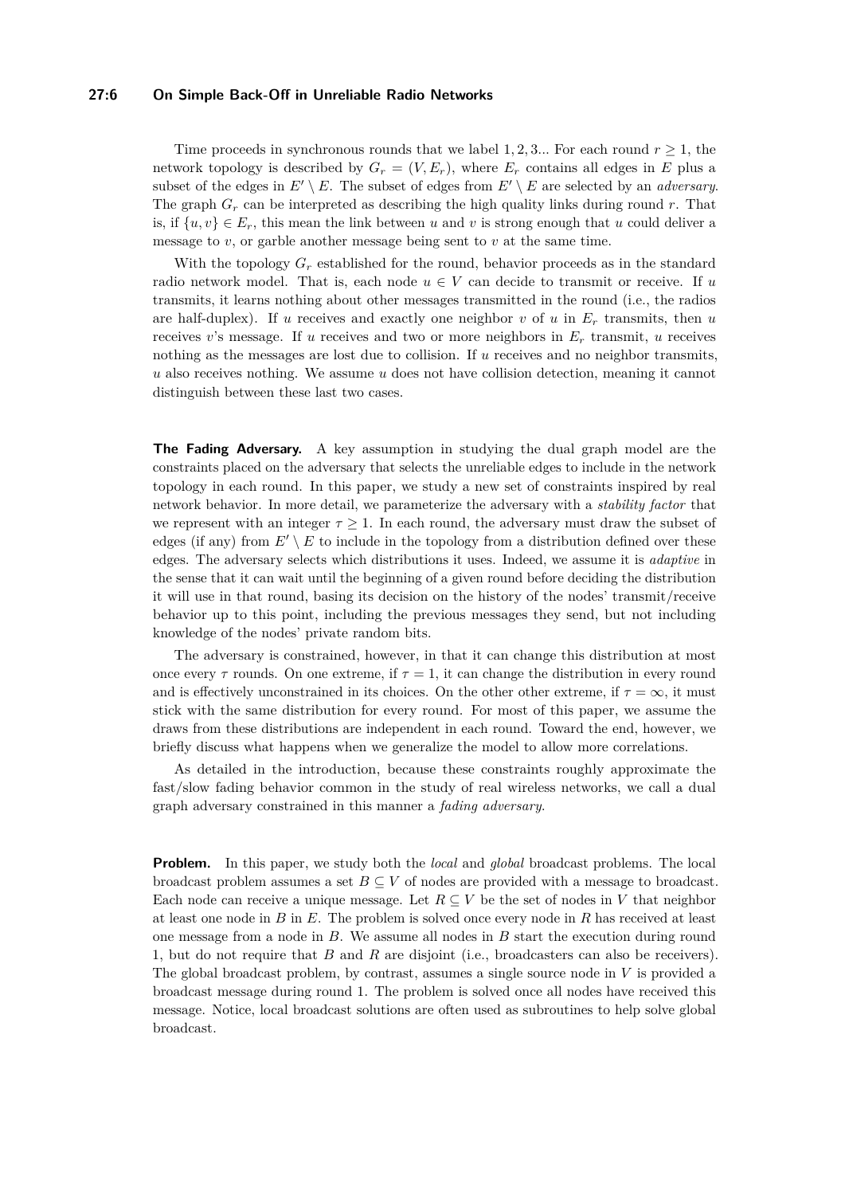Time proceeds in synchronous rounds that we label $1, 2, 3...$ For each round $r \geq 1$, the network topology is described by $G_r = (V, E_r)$, where $E_r$ contains all edges in $E$ plus a subset of the edges in $E' \setminus E$. The subset of edges from $E' \setminus E$ are selected by an *adversary*. The graph $G_r$ can be interpreted as describing the high quality links during round $r$. That is, if $\{u, v\} \in E_r$, this mean the link between $u$ and $v$ is strong enough that $u$ could deliver a message to $v$, or garble another message being sent to $v$ at the same time.

With the topology $G_r$ established for the round, behavior proceeds as in the standard radio network model. That is, each node $u \in V$ can decide to transmit or receive. If $u$ transmits, it learns nothing about other messages transmitted in the round (i.e., the radios are half-duplex). If $u$ receives and exactly one neighbor $v$ of $u$ in $E_r$ transmits, then $u$ receives $v$'s message. If $u$ receives and two or more neighbors in $E_r$ transmit, $u$ receives nothing as the messages are lost due to collision. If $u$ receives and no neighbor transmits, $u$ also receives nothing. We assume $u$ does not have collision detection, meaning it cannot distinguish between these last two cases.

**The Fading Adversary.** A key assumption in studying the dual graph model are the constraints placed on the adversary that selects the unreliable edges to include in the network topology in each round. In this paper, we study a new set of constraints inspired by real network behavior. In more detail, we parameterize the adversary with a *stability factor* that we represent with an integer $\tau \geq 1$. In each round, the adversary must draw the subset of edges (if any) from $E' \setminus E$ to include in the topology from a distribution defined over these edges. The adversary selects which distributions it uses. Indeed, we assume it is *adaptive* in the sense that it can wait until the beginning of a given round before deciding the distribution it will use in that round, basing its decision on the history of the nodes' transmit/receive behavior up to this point, including the previous messages they send, but not including knowledge of the nodes' private random bits.

The adversary is constrained, however, in that it can change this distribution at most once every $\tau$ rounds. On one extreme, if $\tau = 1$, it can change the distribution in every round and is effectively unconstrained in its choices. On the other other extreme, if $\tau = \infty$, it must stick with the same distribution for every round. For most of this paper, we assume the draws from these distributions are independent in each round. Toward the end, however, we briefly discuss what happens when we generalize the model to allow more correlations.

As detailed in the introduction, because these constraints roughly approximate the fast/slow fading behavior common in the study of real wireless networks, we call a dual graph adversary constrained in this manner a *fading adversary*.

**Problem.** In this paper, we study both the *local* and *global* broadcast problems. The local broadcast problem assumes a set $B \subseteq V$ of nodes are provided with a message to broadcast. Each node can receive a unique message. Let $R \subseteq V$ be the set of nodes in $V$ that neighbor at least one node in $B$ in $E$. The problem is solved once every node in $R$ has received at least one message from a node in $B$. We assume all nodes in $B$ start the execution during round 1, but do not require that $B$ and $R$ are disjoint (i.e., broadcasters can also be receivers). The global broadcast problem, by contrast, assumes a single source node in $V$ is provided a broadcast message during round 1. The problem is solved once all nodes have received this message. Notice, local broadcast solutions are often used as subroutines to help solve global broadcast.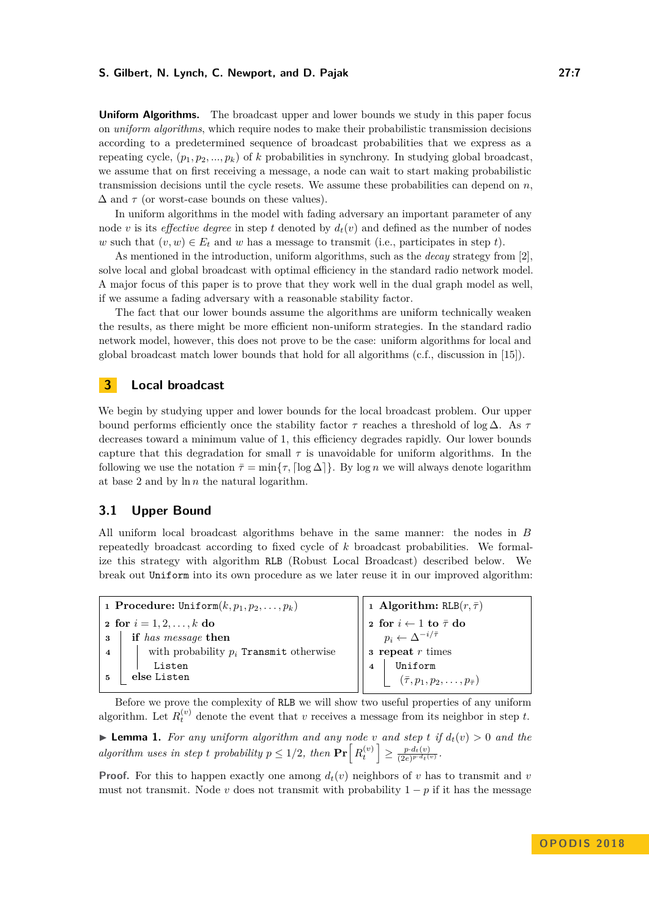**Uniform Algorithms.** The broadcast upper and lower bounds we study in this paper focus on *uniform algorithms*, which require nodes to make their probabilistic transmission decisions according to a predetermined sequence of broadcast probabilities that we express as a repeating cycle, $(p_1, p_2, ..., p_k)$ of $k$ probabilities in synchrony. In studying global broadcast, we assume that on first receiving a message, a node can wait to start making probabilistic transmission decisions until the cycle resets. We assume these probabilities can depend on $n$, $\Delta$ and $\tau$ (or worst-case bounds on these values).

In uniform algorithms in the model with fading adversary an important parameter of any node $v$ is its *effective degree* in step $t$ denoted by $d_t(v)$ and defined as the number of nodes $w$ such that $(v, w) \in E_t$ and $w$ has a message to transmit (i.e., participates in step $t$).

As mentioned in the introduction, uniform algorithms, such as the *decay* strategy from [2], solve local and global broadcast with optimal efficiency in the standard radio network model. A major focus of this paper is to prove that they work well in the dual graph model as well, if we assume a fading adversary with a reasonable stability factor.

The fact that our lower bounds assume the algorithms are uniform technically weaken the results, as there might be more efficient non-uniform strategies. In the standard radio network model, however, this does not prove to be the case: uniform algorithms for local and global broadcast match lower bounds that hold for all algorithms (c.f., discussion in [15]).

## 3 Local broadcast

We begin by studying upper and lower bounds for the local broadcast problem. Our upper bound performs efficiently once the stability factor $\tau$ reaches a threshold of $\log \Delta$. As $\tau$ decreases toward a minimum value of 1, this efficiency degrades rapidly. Our lower bounds capture that this degradation for small $\tau$ is unavoidable for uniform algorithms. In the following we use the notation $\bar{\tau} = \min\{\tau, \lceil \log \Delta \rceil\}$. By $\log n$ we will always denote logarithm at base 2 and by $\ln n$ the natural logarithm.

### 3.1 Upper Bound

All uniform local broadcast algorithms behave in the same manner: the nodes in $B$ repeatedly broadcast according to fixed cycle of $k$ broadcast probabilities. We formalize this strategy with algorithm RLB (Robust Local Broadcast) described below. We break out Uniform into its own procedure as we later reuse it in our improved algorithm:

```
1 Procedure: Uniform(k, p_1, p_2, ..., p_k)
2 for i = 1, 2, ..., k do
3     if has message then
4         with probability p_i Transmit otherwise
          Listen
5     else Listen
```

```
1 Algorithm: RLB(r, τ̄)
2 for i ← 1 to τ̄ do
      p_i ← Δ^{-i/τ̄}
3 repeat r times
4     Uniform
      (τ̄, p_1, p_2, ..., p_τ̄)
```

Before we prove the complexity of RLB we will show two useful properties of any uniform algorithm. Let $R_t^{(v)}$ denote the event that $v$ receives a message from its neighbor in step $t$.

▶ **Lemma 1.** *For any uniform algorithm and any node $v$ and step $t$ if $d_t(v) > 0$ and the algorithm uses in step $t$ probability $p \le 1/2$, then* $\mathbf{Pr}\left[R_t^{(v)}\right] \ge \frac{p \cdot d_t(v)}{(2e)^{p \cdot d_t(v)}}$.

**Proof.** For this to happen exactly one among $d_t(v)$ neighbors of $v$ has to transmit and $v$ must not transmit. Node $v$ does not transmit with probability $1 - p$ if it has the message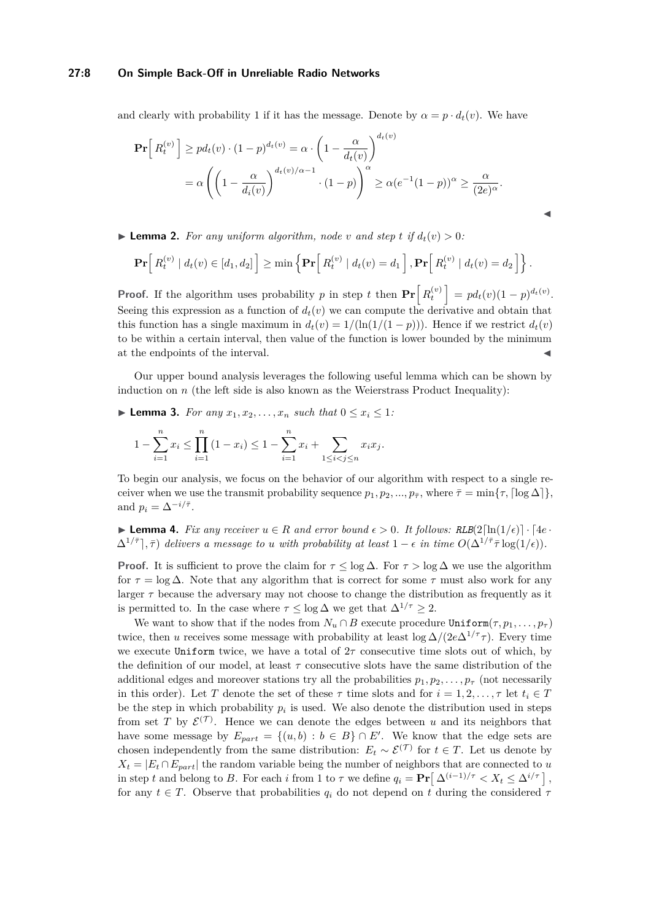and clearly with probability 1 if it has the message. Denote by $\alpha = p \cdot d_t(v)$. We have

$$\mathbf{Pr}\Big[ R_t^{(v)} \Big] \geq pd_t(v) \cdot (1-p)^{d_t(v)} = \alpha \cdot \left(1 - \frac{\alpha}{d_t(v)}\right)^{d_t(v)}$$

$$= \alpha \left( \left(1 - \frac{\alpha}{d_i(v)}\right)^{d_t(v)/\alpha - 1} \cdot (1-p) \right)^{\alpha} \geq \alpha (e^{-1}(1-p))^{\alpha} \geq \frac{\alpha}{(2e)^{\alpha}}.$$

◀

▶ **Lemma 2.** *For any uniform algorithm, node $v$ and step $t$ if $d_t(v) > 0$:*

$$\mathbf{Pr}\Big[ R_t^{(v)} \mid d_t(v) \in [d_1, d_2] \Big] \geq \min\left\{ \mathbf{Pr}\Big[ R_t^{(v)} \mid d_t(v) = d_1 \Big], \mathbf{Pr}\Big[ R_t^{(v)} \mid d_t(v) = d_2 \Big] \right\}.$$

**Proof.** If the algorithm uses probability $p$ in step $t$ then $\mathbf{Pr}\Big[ R_t^{(v)} \Big] = pd_t(v)(1-p)^{d_t(v)}$. Seeing this expression as a function of $d_t(v)$ we can compute the derivative and obtain that this function has a single maximum in $d_t(v) = 1/(\ln(1/(1-p)))$. Hence if we restrict $d_t(v)$ to be within a certain interval, then value of the function is lower bounded by the minimum at the endpoints of the interval. ◀

Our upper bound analysis leverages the following useful lemma which can be shown by induction on $n$ (the left side is also known as the Weierstrass Product Inequality):

▶ **Lemma 3.** *For any $x_1, x_2, \ldots, x_n$ such that $0 \leq x_i \leq 1$:*

$$1 - \sum_{i=1}^{n} x_i \leq \prod_{i=1}^{n} (1 - x_i) \leq 1 - \sum_{i=1}^{n} x_i + \sum_{1 \leq i < j \leq n} x_i x_j.$$

To begin our analysis, we focus on the behavior of our algorithm with respect to a single receiver when we use the transmit probability sequence $p_1, p_2, ..., p_{\bar{\tau}}$, where $\bar{\tau} = \min\{\tau, \lceil \log \Delta \rceil\}$, and $p_i = \Delta^{-i/\bar{\tau}}$.

▶ **Lemma 4.** *Fix any receiver $u \in R$ and error bound $\epsilon > 0$. It follows: RLB$(2\lceil \ln(1/\epsilon) \rceil \cdot \lceil 4e \cdot \Delta^{1/\bar{\tau}} \rceil, \bar{\tau})$ delivers a message to $u$ with probability at least $1 - \epsilon$ in time $O(\Delta^{1/\bar{\tau}} \bar{\tau} \log(1/\epsilon))$.*

**Proof.** It is sufficient to prove the claim for $\tau \leq \log \Delta$. For $\tau > \log \Delta$ we use the algorithm for $\tau = \log \Delta$. Note that any algorithm that is correct for some $\tau$ must also work for any larger $\tau$ because the adversary may not choose to change the distribution as frequently as it is permitted to. In the case where $\tau \leq \log \Delta$ we get that $\Delta^{1/\tau} \geq 2$.

We want to show that if the nodes from $N_u \cap B$ execute procedure `Uniform`$(\tau, p_1, \ldots, p_\tau)$ twice, then $u$ receives some message with probability at least $\log \Delta / (2e\Delta^{1/\tau}\tau)$. Every time we execute `Uniform` twice, we have a total of $2\tau$ consecutive time slots out of which, by the definition of our model, at least $\tau$ consecutive slots have the same distribution of the additional edges and moreover stations try all the probabilities $p_1, p_2, \ldots, p_\tau$ (not necessarily in this order). Let $T$ denote the set of these $\tau$ time slots and for $i = 1, 2, \ldots, \tau$ let $t_i \in T$ be the step in which probability $p_i$ is used. We also denote the distribution used in steps from set $T$ by $\mathcal{E}^{(\mathcal{T})}$. Hence we can denote the edges between $u$ and its neighbors that have some message by $E_{part} = \{(u, b) : b \in B\} \cap E'$. We know that the edge sets are chosen independently from the same distribution: $E_t \sim \mathcal{E}^{(\mathcal{T})}$ for $t \in T$. Let us denote by $X_t = |E_t \cap E_{part}|$ the random variable being the number of neighbors that are connected to $u$ in step $t$ and belong to $B$. For each $i$ from 1 to $\tau$ we define $q_i = \mathbf{Pr}\big[ \Delta^{(i-1)/\tau} < X_t \leq \Delta^{i/\tau} \big]$, for any $t \in T$. Observe that probabilities $q_i$ do not depend on $t$ during the considered $\tau$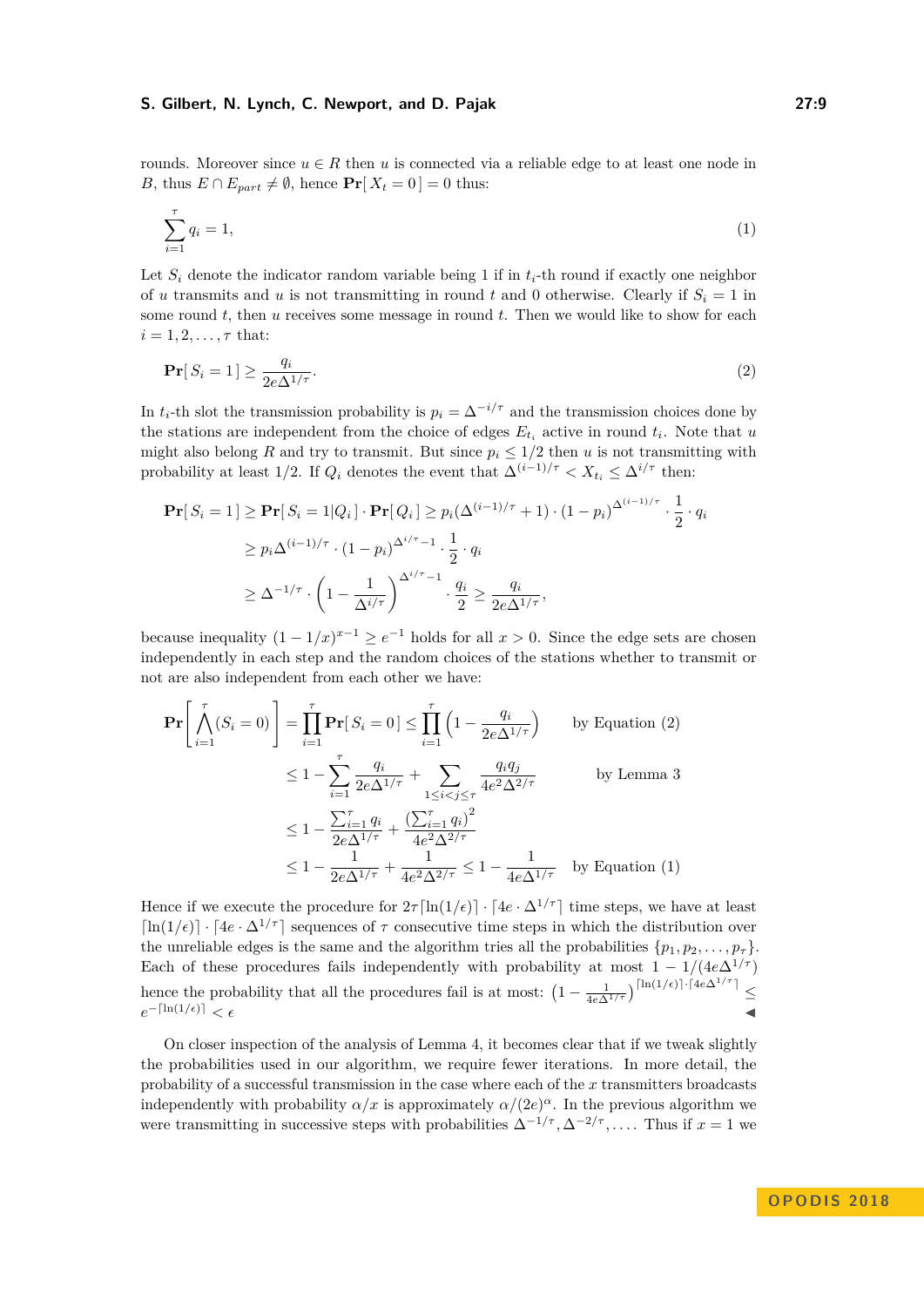rounds. Moreover since $u \in R$ then $u$ is connected via a reliable edge to at least one node in $B$, thus $E \cap E_{part} \neq \emptyset$, hence $\mathbf{Pr}[\, X_t = 0\,] = 0$ thus:

$$\sum_{i=1}^{\tau} q_i = 1, \tag{1}$$

Let $S_i$ denote the indicator random variable being 1 if in $t_i$-th round if exactly one neighbor of $u$ transmits and $u$ is not transmitting in round $t$ and 0 otherwise. Clearly if $S_i = 1$ in some round $t$, then $u$ receives some message in round $t$. Then we would like to show for each $i = 1, 2, \ldots, \tau$ that:

$$\mathbf{Pr}[\, S_i = 1\,] \geq \frac{q_i}{2e\Delta^{1/\tau}}. \tag{2}$$

In $t_i$-th slot the transmission probability is $p_i = \Delta^{-i/\tau}$ and the transmission choices done by the stations are independent from the choice of edges $E_{t_i}$ active in round $t_i$. Note that $u$ might also belong $R$ and try to transmit. But since $p_i \leq 1/2$ then $u$ is not transmitting with probability at least 1/2. If $Q_i$ denotes the event that $\Delta^{(i-1)/\tau} < X_{t_i} \leq \Delta^{i/\tau}$ then:

$$\begin{aligned}
\mathbf{Pr}[\, S_i = 1\,] &\geq \mathbf{Pr}[\, S_i = 1 | Q_i\,] \cdot \mathbf{Pr}[\, Q_i\,] \geq p_i(\Delta^{(i-1)/\tau} + 1) \cdot (1 - p_i)^{\Delta^{(i-1)/\tau}} \cdot \frac{1}{2} \cdot q_i \\
&\geq p_i \Delta^{(i-1)/\tau} \cdot (1 - p_i)^{\Delta^{i/\tau} - 1} \cdot \frac{1}{2} \cdot q_i \\
&\geq \Delta^{-1/\tau} \cdot \left(1 - \frac{1}{\Delta^{i/\tau}}\right)^{\Delta^{i/\tau} - 1} \cdot \frac{q_i}{2} \geq \frac{q_i}{2e\Delta^{1/\tau}},
\end{aligned}$$

because inequality $(1 - 1/x)^{x-1} \geq e^{-1}$ holds for all $x > 0$. Since the edge sets are chosen independently in each step and the random choices of the stations whether to transmit or not are also independent from each other we have:

$$\begin{aligned}
\mathbf{Pr}\left[\bigwedge_{i=1}^{\tau}(S_i = 0)\right] &= \prod_{i=1}^{\tau} \mathbf{Pr}[\, S_i = 0\,] \leq \prod_{i=1}^{\tau}\left(1 - \frac{q_i}{2e\Delta^{1/\tau}}\right) && \text{by Equation (2)} \\
&\leq 1 - \sum_{i=1}^{\tau} \frac{q_i}{2e\Delta^{1/\tau}} + \sum_{1 \leq i < j \leq \tau} \frac{q_i q_j}{4e^2\Delta^{2/\tau}} && \text{by Lemma 3} \\
&\leq 1 - \frac{\sum_{i=1}^{\tau} q_i}{2e\Delta^{1/\tau}} + \frac{\left(\sum_{i=1}^{\tau} q_i\right)^2}{4e^2\Delta^{2/\tau}} \\
&\leq 1 - \frac{1}{2e\Delta^{1/\tau}} + \frac{1}{4e^2\Delta^{2/\tau}} \leq 1 - \frac{1}{4e\Delta^{1/\tau}} && \text{by Equation (1)}
\end{aligned}$$

Hence if we execute the procedure for $2\tau\lceil \ln(1/\epsilon)\rceil \cdot \lceil 4e \cdot \Delta^{1/\tau}\rceil$ time steps, we have at least $\lceil \ln(1/\epsilon)\rceil \cdot \lceil 4e \cdot \Delta^{1/\tau}\rceil$ sequences of $\tau$ consecutive time steps in which the distribution over the unreliable edges is the same and the algorithm tries all the probabilities $\{p_1, p_2, \ldots, p_\tau\}$. Each of these procedures fails independently with probability at most $1 - 1/(4e\Delta^{1/\tau})$ hence the probability that all the procedures fail is at most: $\left(1 - \frac{1}{4e\Delta^{1/\tau}}\right)^{\lceil \ln(1/\epsilon)\rceil \cdot \lceil 4e\Delta^{1/\tau}\rceil} \leq e^{-\lceil \ln(1/\epsilon)\rceil} < \epsilon$ ◀

On closer inspection of the analysis of Lemma 4, it becomes clear that if we tweak slightly the probabilities used in our algorithm, we require fewer iterations. In more detail, the probability of a successful transmission in the case where each of the $x$ transmitters broadcasts independently with probability $\alpha/x$ is approximately $\alpha/(2e)^{\alpha}$. In the previous algorithm we were transmitting in successive steps with probabilities $\Delta^{-1/\tau}, \Delta^{-2/\tau}, \ldots$. Thus if $x = 1$ we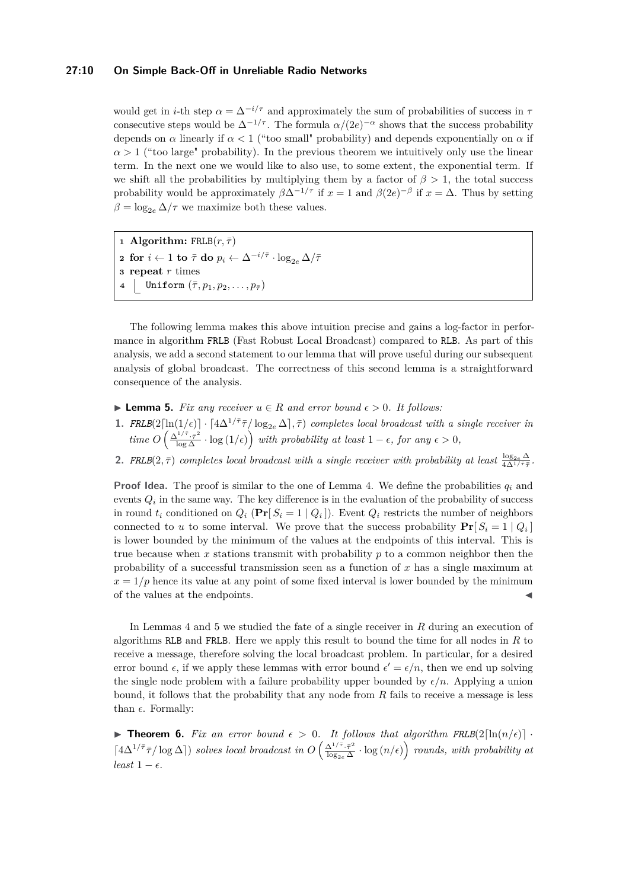would get in $i$-th step $\alpha = \Delta^{-i/\tau}$ and approximately the sum of probabilities of success in $\tau$ consecutive steps would be $\Delta^{-1/\tau}$. The formula $\alpha/(2e)^{-\alpha}$ shows that the success probability depends on $\alpha$ linearly if $\alpha < 1$ ("too small" probability) and depends exponentially on $\alpha$ if $\alpha > 1$ ("too large" probability). In the previous theorem we intuitively only use the linear term. In the next one we would like to also use, to some extent, the exponential term. If we shift all the probabilities by multiplying them by a factor of $\beta > 1$, the total success probability would be approximately $\beta\Delta^{-1/\tau}$ if $x = 1$ and $\beta(2e)^{-\beta}$ if $x = \Delta$. Thus by setting $\beta = \log_{2e}\Delta/\tau$ we maximize both these values.

```
1 Algorithm: FRLB(r, τ̄)
2 for i ← 1 to τ̄ do p_i ← Δ^{-i/τ̄} · log_{2e} Δ/τ̄
3 repeat r times
4     Uniform (τ̄, p_1, p_2, ..., p_τ̄)
```

The following lemma makes this above intuition precise and gains a log-factor in performance in algorithm FRLB (Fast Robust Local Broadcast) compared to RLB. As part of this analysis, we add a second statement to our lemma that will prove useful during our subsequent analysis of global broadcast. The correctness of this second lemma is a straightforward consequence of the analysis.

▶ **Lemma 5.** *Fix any receiver $u \in R$ and error bound $\epsilon > 0$. It follows:*

1. *FRLB$(2\lceil\ln(1/\epsilon)\rceil \cdot \lceil 4\Delta^{1/\bar{\tau}}\bar{\tau}/\log_{2e}\Delta\rceil, \bar{\tau})$ completes local broadcast with a single receiver in time $O\left(\frac{\Delta^{1/\bar{\tau}} \cdot \bar{\tau}^2}{\log\Delta} \cdot \log(1/\epsilon)\right)$ with probability at least $1-\epsilon$, for any $\epsilon > 0$,*
2. *FRLB$(2, \bar{\tau})$ completes local broadcast with a single receiver with probability at least $\frac{\log_{2e}\Delta}{4\Delta^{1/\bar{\tau}}\bar{\tau}}$.*

**Proof Idea.** The proof is similar to the one of Lemma 4. We define the probabilities $q_i$ and events $Q_i$ in the same way. The key difference is in the evaluation of the probability of success in round $t_i$ conditioned on $Q_i$ ($\mathbf{Pr}[S_i = 1 \mid Q_i]$). Event $Q_i$ restricts the number of neighbors connected to $u$ to some interval. We prove that the success probability $\mathbf{Pr}[S_i = 1 \mid Q_i]$ is lower bounded by the minimum of the values at the endpoints of this interval. This is true because when $x$ stations transmit with probability $p$ to a common neighbor then the probability of a successful transmission seen as a function of $x$ has a single maximum at $x = 1/p$ hence its value at any point of some fixed interval is lower bounded by the minimum of the values at the endpoints. ◀

In Lemmas 4 and 5 we studied the fate of a single receiver in $R$ during an execution of algorithms RLB and FRLB. Here we apply this result to bound the time for all nodes in $R$ to receive a message, therefore solving the local broadcast problem. In particular, for a desired error bound $\epsilon$, if we apply these lemmas with error bound $\epsilon' = \epsilon/n$, then we end up solving the single node problem with a failure probability upper bounded by $\epsilon/n$. Applying a union bound, it follows that the probability that any node from $R$ fails to receive a message is less than $\epsilon$. Formally:

▶ **Theorem 6.** *Fix an error bound $\epsilon > 0$. It follows that algorithm FRLB$(2\lceil\ln(n/\epsilon)\rceil \cdot \lceil 4\Delta^{1/\bar{\tau}}\bar{\tau}/\log\Delta\rceil)$ solves local broadcast in $O\left(\frac{\Delta^{1/\bar{\tau}} \cdot \bar{\tau}^2}{\log_{2e}\Delta} \cdot \log(n/\epsilon)\right)$ rounds, with probability at least $1-\epsilon$.*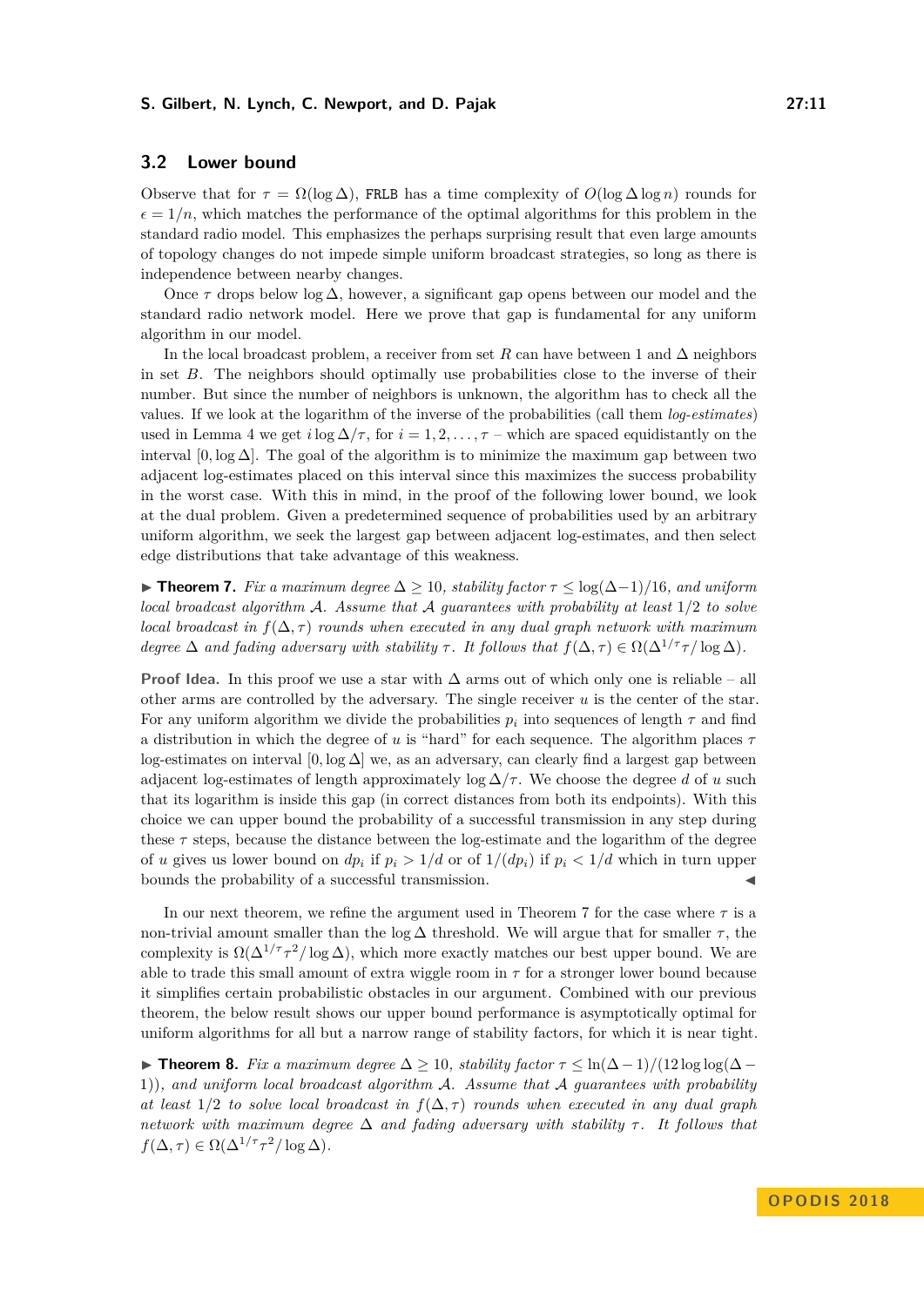## 3.2 Lower bound

Observe that for $\tau = \Omega(\log \Delta)$, FRLB has a time complexity of $O(\log \Delta \log n)$ rounds for $\epsilon = 1/n$, which matches the performance of the optimal algorithms for this problem in the standard radio model. This emphasizes the perhaps surprising result that even large amounts of topology changes do not impede simple uniform broadcast strategies, so long as there is independence between nearby changes.

Once $\tau$ drops below $\log \Delta$, however, a significant gap opens between our model and the standard radio network model. Here we prove that gap is fundamental for any uniform algorithm in our model.

In the local broadcast problem, a receiver from set $R$ can have between 1 and $\Delta$ neighbors in set $B$. The neighbors should optimally use probabilities close to the inverse of their number. But since the number of neighbors is unknown, the algorithm has to check all the values. If we look at the logarithm of the inverse of the probabilities (call them *log-estimates*) used in Lemma 4 we get $i \log \Delta/\tau$, for $i = 1, 2, \ldots, \tau$ – which are spaced equidistantly on the interval $[0, \log \Delta]$. The goal of the algorithm is to minimize the maximum gap between two adjacent log-estimates placed on this interval since this maximizes the success probability in the worst case. With this in mind, in the proof of the following lower bound, we look at the dual problem. Given a predetermined sequence of probabilities used by an arbitrary uniform algorithm, we seek the largest gap between adjacent log-estimates, and then select edge distributions that take advantage of this weakness.

▶ **Theorem 7.** *Fix a maximum degree $\Delta \geq 10$, stability factor $\tau \leq \log(\Delta-1)/16$, and uniform local broadcast algorithm $\mathcal{A}$. Assume that $\mathcal{A}$ guarantees with probability at least $1/2$ to solve local broadcast in $f(\Delta, \tau)$ rounds when executed in any dual graph network with maximum degree $\Delta$ and fading adversary with stability $\tau$. It follows that $f(\Delta, \tau) \in \Omega(\Delta^{1/\tau}\tau/\log \Delta)$.*

**Proof Idea.** In this proof we use a star with $\Delta$ arms out of which only one is reliable – all other arms are controlled by the adversary. The single receiver $u$ is the center of the star. For any uniform algorithm we divide the probabilities $p_i$ into sequences of length $\tau$ and find a distribution in which the degree of $u$ is "hard" for each sequence. The algorithm places $\tau$ log-estimates on interval $[0, \log \Delta]$ we, as an adversary, can clearly find a largest gap between adjacent log-estimates of length approximately $\log \Delta/\tau$. We choose the degree $d$ of $u$ such that its logarithm is inside this gap (in correct distances from both its endpoints). With this choice we can upper bound the probability of a successful transmission in any step during these $\tau$ steps, because the distance between the log-estimate and the logarithm of the degree of $u$ gives us lower bound on $dp_i$ if $p_i > 1/d$ or of $1/(dp_i)$ if $p_i < 1/d$ which in turn upper bounds the probability of a successful transmission. ◀

In our next theorem, we refine the argument used in Theorem 7 for the case where $\tau$ is a non-trivial amount smaller than the $\log \Delta$ threshold. We will argue that for smaller $\tau$, the complexity is $\Omega(\Delta^{1/\tau}\tau^2/\log \Delta)$, which more exactly matches our best upper bound. We are able to trade this small amount of extra wiggle room in $\tau$ for a stronger lower bound because it simplifies certain probabilistic obstacles in our argument. Combined with our previous theorem, the below result shows our upper bound performance is asymptotically optimal for uniform algorithms for all but a narrow range of stability factors, for which it is near tight.

▶ **Theorem 8.** *Fix a maximum degree $\Delta \geq 10$, stability factor $\tau \leq \ln(\Delta-1)/(12 \log\log(\Delta - 1))$, and uniform local broadcast algorithm $\mathcal{A}$. Assume that $\mathcal{A}$ guarantees with probability at least $1/2$ to solve local broadcast in $f(\Delta, \tau)$ rounds when executed in any dual graph network with maximum degree $\Delta$ and fading adversary with stability $\tau$. It follows that $f(\Delta, \tau) \in \Omega(\Delta^{1/\tau}\tau^2/\log \Delta)$.*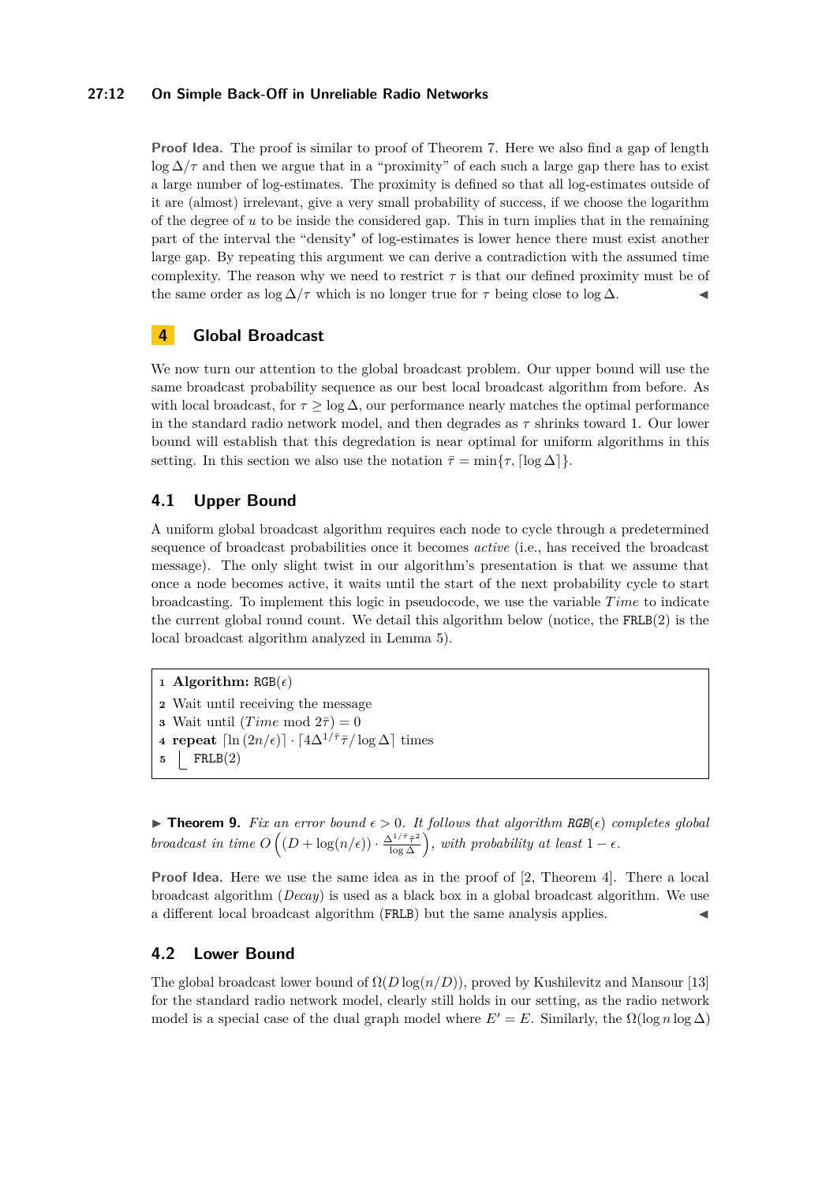**Proof Idea.** The proof is similar to proof of Theorem 7. Here we also find a gap of length $\log \Delta/\tau$ and then we argue that in a "proximity" of each such a large gap there has to exist a large number of log-estimates. The proximity is defined so that all log-estimates outside of it are (almost) irrelevant, give a very small probability of success, if we choose the logarithm of the degree of $u$ to be inside the considered gap. This in turn implies that in the remaining part of the interval the "density" of log-estimates is lower hence there must exist another large gap. By repeating this argument we can derive a contradiction with the assumed time complexity. The reason why we need to restrict $\tau$ is that our defined proximity must be of the same order as $\log \Delta/\tau$ which is no longer true for $\tau$ being close to $\log \Delta$. ◀

## 4 Global Broadcast

We now turn our attention to the global broadcast problem. Our upper bound will use the same broadcast probability sequence as our best local broadcast algorithm from before. As with local broadcast, for $\tau \geq \log \Delta$, our performance nearly matches the optimal performance in the standard radio network model, and then degrades as $\tau$ shrinks toward 1. Our lower bound will establish that this degredation is near optimal for uniform algorithms in this setting. In this section we also use the notation $\bar{\tau} = \min\{\tau, \lceil \log \Delta \rceil\}$.

### 4.1 Upper Bound

A uniform global broadcast algorithm requires each node to cycle through a predetermined sequence of broadcast probabilities once it becomes *active* (i.e., has received the broadcast message). The only slight twist in our algorithm's presentation is that we assume that once a node becomes active, it waits until the start of the next probability cycle to start broadcasting. To implement this logic in pseudocode, we use the variable $Time$ to indicate the current global round count. We detail this algorithm below (notice, the FRLB(2) is the local broadcast algorithm analyzed in Lemma 5).

```
1 Algorithm: RGB(ε)
2 Wait until receiving the message
3 Wait until (Time mod 2τ̄) = 0
4 repeat ⌈ln(2n/ε)⌉ · ⌈4Δ^{1/τ̄} τ̄ / log Δ⌉ times
5     FRLB(2)
```

▶ **Theorem 9.** *Fix an error bound $\epsilon > 0$. It follows that algorithm RGB($\epsilon$) completes global broadcast in time $O\left((D + \log(n/\epsilon)) \cdot \frac{\Delta^{1/\bar{\tau}}\bar{\tau}^2}{\log \Delta}\right)$, with probability at least $1 - \epsilon$.*

**Proof Idea.** Here we use the same idea as in the proof of [2, Theorem 4]. There a local broadcast algorithm (*Decay*) is used as a black box in a global broadcast algorithm. We use a different local broadcast algorithm (FRLB) but the same analysis applies. ◀

### 4.2 Lower Bound

The global broadcast lower bound of $\Omega(D \log(n/D))$, proved by Kushilevitz and Mansour [13] for the standard radio network model, clearly still holds in our setting, as the radio network model is a special case of the dual graph model where $E' = E$. Similarly, the $\Omega(\log n \log \Delta)$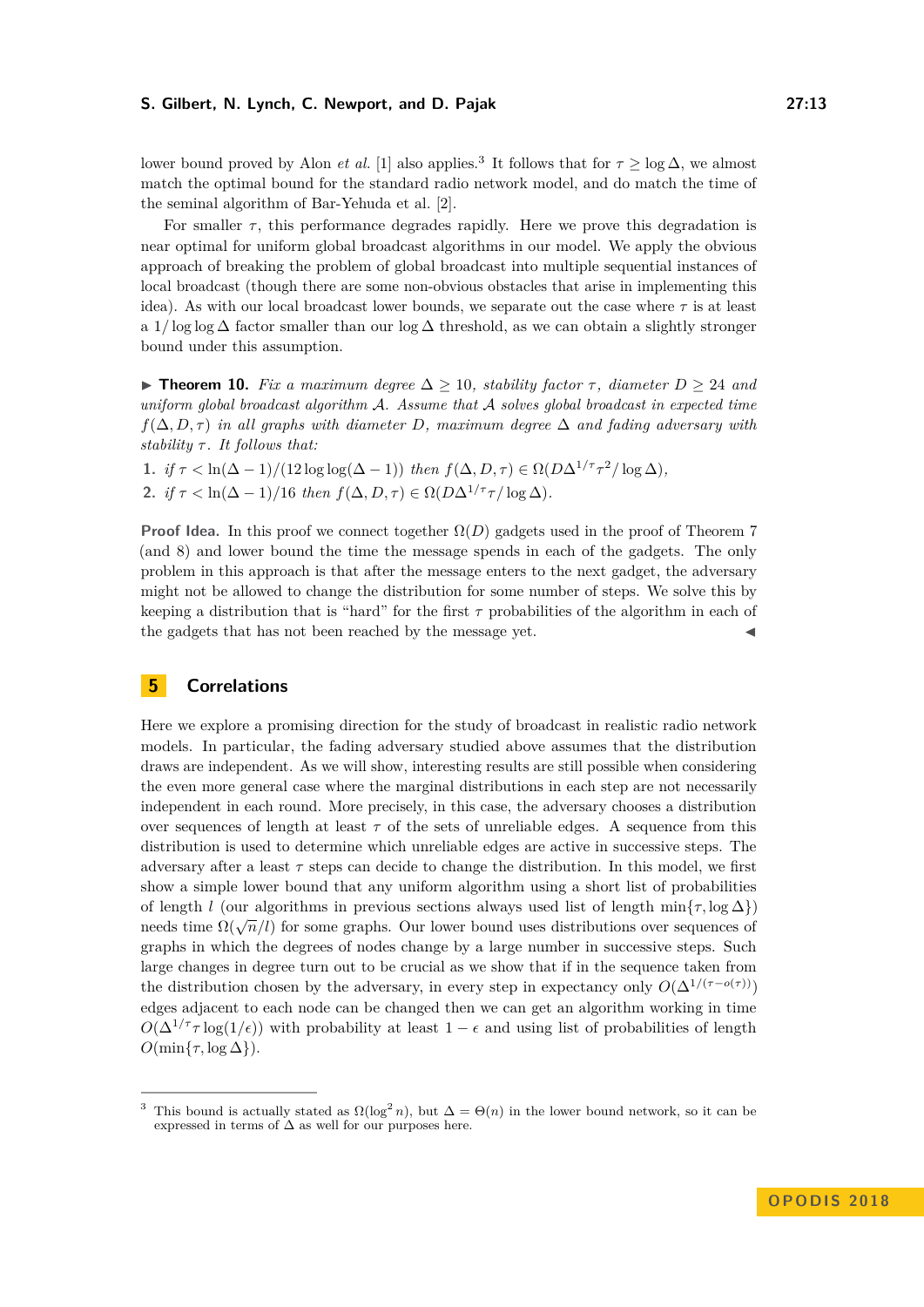lower bound proved by Alon *et al.* [1] also applies.[3] It follows that for $\tau \geq \log \Delta$, we almost match the optimal bound for the standard radio network model, and do match the time of the seminal algorithm of Bar-Yehuda et al. [2].

For smaller $\tau$, this performance degrades rapidly. Here we prove this degradation is near optimal for uniform global broadcast algorithms in our model. We apply the obvious approach of breaking the problem of global broadcast into multiple sequential instances of local broadcast (though there are some non-obvious obstacles that arise in implementing this idea). As with our local broadcast lower bounds, we separate out the case where $\tau$ is at least a $1/\log\log\Delta$ factor smaller than our $\log\Delta$ threshold, as we can obtain a slightly stronger bound under this assumption.

▶ **Theorem 10.** *Fix a maximum degree $\Delta \geq 10$, stability factor $\tau$, diameter $D \geq 24$ and uniform global broadcast algorithm $\mathcal{A}$. Assume that $\mathcal{A}$ solves global broadcast in expected time $f(\Delta, D, \tau)$ in all graphs with diameter $D$, maximum degree $\Delta$ and fading adversary with stability $\tau$. It follows that:*

1. *if $\tau < \ln(\Delta - 1)/(12 \log\log(\Delta - 1))$ then $f(\Delta, D, \tau) \in \Omega(D\Delta^{1/\tau}\tau^2/\log\Delta)$,*
2. *if $\tau < \ln(\Delta - 1)/16$ then $f(\Delta, D, \tau) \in \Omega(D\Delta^{1/\tau}\tau/\log\Delta)$.*

**Proof Idea.** In this proof we connect together $\Omega(D)$ gadgets used in the proof of Theorem 7 (and 8) and lower bound the time the message spends in each of the gadgets. The only problem in this approach is that after the message enters to the next gadget, the adversary might not be allowed to change the distribution for some number of steps. We solve this by keeping a distribution that is "hard" for the first $\tau$ probabilities of the algorithm in each of the gadgets that has not been reached by the message yet. ◀

## 5 Correlations

Here we explore a promising direction for the study of broadcast in realistic radio network models. In particular, the fading adversary studied above assumes that the distribution draws are independent. As we will show, interesting results are still possible when considering the even more general case where the marginal distributions in each step are not necessarily independent in each round. More precisely, in this case, the adversary chooses a distribution over sequences of length at least $\tau$ of the sets of unreliable edges. A sequence from this distribution is used to determine which unreliable edges are active in successive steps. The adversary after a least $\tau$ steps can decide to change the distribution. In this model, we first show a simple lower bound that any uniform algorithm using a short list of probabilities of length $l$ (our algorithms in previous sections always used list of length $\min\{\tau, \log\Delta\}$) needs time $\Omega(\sqrt{n}/l)$ for some graphs. Our lower bound uses distributions over sequences of graphs in which the degrees of nodes change by a large number in successive steps. Such large changes in degree turn out to be crucial as we show that if in the sequence taken from the distribution chosen by the adversary, in every step in expectancy only $O(\Delta^{1/(\tau - o(\tau))})$ edges adjacent to each node can be changed then we can get an algorithm working in time $O(\Delta^{1/\tau}\tau\log(1/\epsilon))$ with probability at least $1 - \epsilon$ and using list of probabilities of length $O(\min\{\tau, \log\Delta\})$.

---

[3] This bound is actually stated as $\Omega(\log^2 n)$, but $\Delta = \Theta(n)$ in the lower bound network, so it can be expressed in terms of $\Delta$ as well for our purposes here.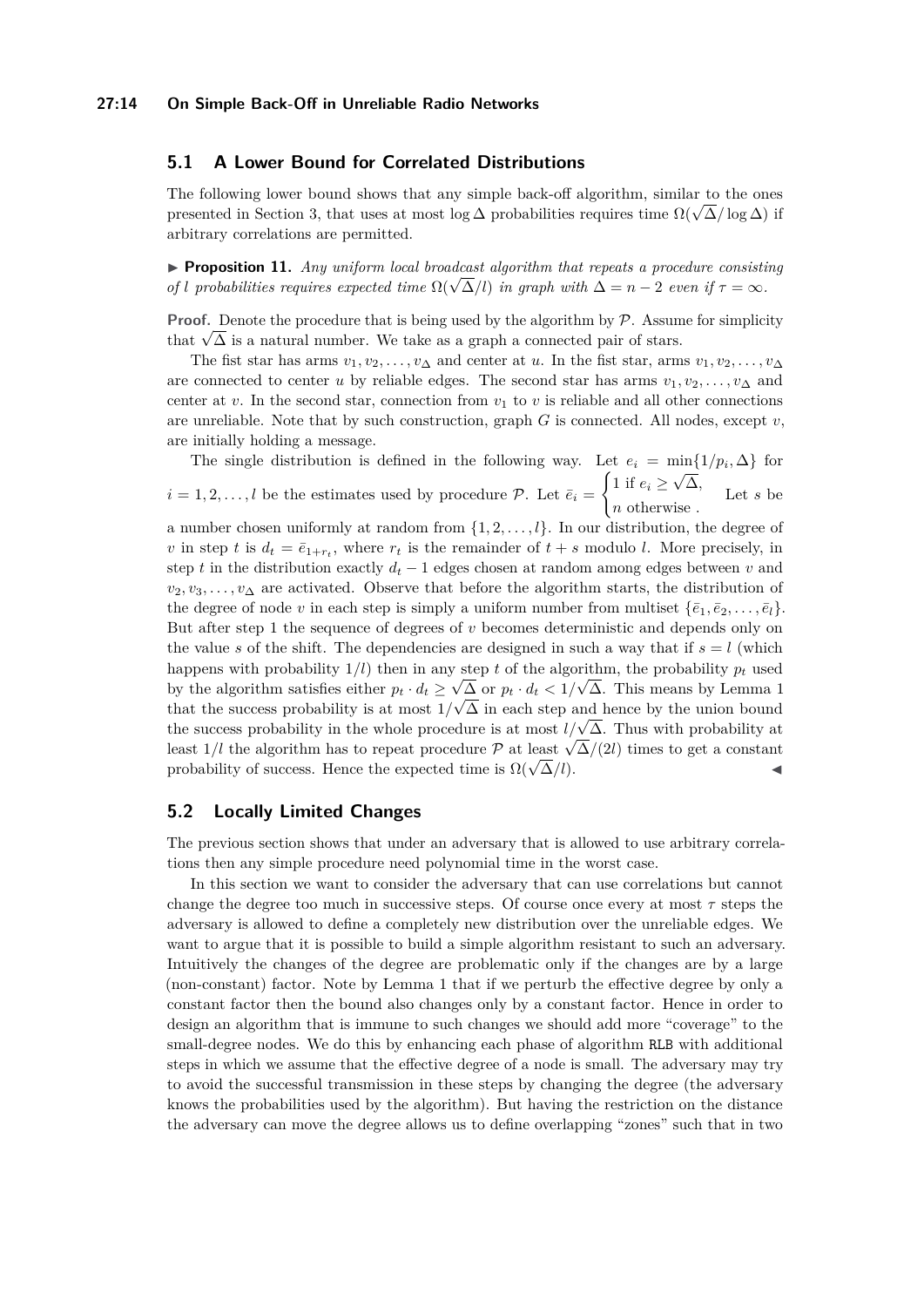## 5.1 A Lower Bound for Correlated Distributions

The following lower bound shows that any simple back-off algorithm, similar to the ones presented in Section 3, that uses at most $\log \Delta$ probabilities requires time $\Omega(\sqrt{\Delta}/\log \Delta)$ if arbitrary correlations are permitted.

▶ **Proposition 11.** *Any uniform local broadcast algorithm that repeats a procedure consisting of $l$ probabilities requires expected time $\Omega(\sqrt{\Delta}/l)$ in graph with $\Delta = n-2$ even if $\tau = \infty$.*

**Proof.** Denote the procedure that is being used by the algorithm by $\mathcal{P}$. Assume for simplicity that $\sqrt{\Delta}$ is a natural number. We take as a graph a connected pair of stars.

The fist star has arms $v_1, v_2, \ldots, v_\Delta$ and center at $u$. In the fist star, arms $v_1, v_2, \ldots, v_\Delta$ are connected to center $u$ by reliable edges. The second star has arms $v_1, v_2, \ldots, v_\Delta$ and center at $v$. In the second star, connection from $v_1$ to $v$ is reliable and all other connections are unreliable. Note that by such construction, graph $G$ is connected. All nodes, except $v$, are initially holding a message.

The single distribution is defined in the following way. Let $e_i = \min\{1/p_i, \Delta\}$ for $i = 1, 2, \ldots, l$ be the estimates used by procedure $\mathcal{P}$. Let $\bar{e}_i = \begin{cases} 1 \text{ if } e_i \geq \sqrt{\Delta}, \\ n \text{ otherwise .} \end{cases}$ Let $s$ be a number chosen uniformly at random from $\{1, 2, \ldots, l\}$. In our distribution, the degree of $v$ in step $t$ is $d_t = \bar{e}_{1+r_t}$, where $r_t$ is the remainder of $t + s$ modulo $l$. More precisely, in step $t$ in the distribution exactly $d_t - 1$ edges chosen at random among edges between $v$ and $v_2, v_3, \ldots, v_\Delta$ are activated. Observe that before the algorithm starts, the distribution of the degree of node $v$ in each step is simply a uniform number from multiset $\{\bar{e}_1, \bar{e}_2, \ldots, \bar{e}_l\}$. But after step 1 the sequence of degrees of $v$ becomes deterministic and depends only on the value $s$ of the shift. The dependencies are designed in such a way that if $s = l$ (which happens with probability $1/l$) then in any step $t$ of the algorithm, the probability $p_t$ used by the algorithm satisfies either $p_t \cdot d_t \geq \sqrt{\Delta}$ or $p_t \cdot d_t < 1/\sqrt{\Delta}$. This means by Lemma 1 that the success probability is at most $1/\sqrt{\Delta}$ in each step and hence by the union bound the success probability in the whole procedure is at most $l/\sqrt{\Delta}$. Thus with probability at least $1/l$ the algorithm has to repeat procedure $\mathcal{P}$ at least $\sqrt{\Delta}/(2l)$ times to get a constant probability of success. Hence the expected time is $\Omega(\sqrt{\Delta}/l)$. ◀

## 5.2 Locally Limited Changes

The previous section shows that under an adversary that is allowed to use arbitrary correlations then any simple procedure need polynomial time in the worst case.

In this section we want to consider the adversary that can use correlations but cannot change the degree too much in successive steps. Of course once every at most $\tau$ steps the adversary is allowed to define a completely new distribution over the unreliable edges. We want to argue that it is possible to build a simple algorithm resistant to such an adversary. Intuitively the changes of the degree are problematic only if the changes are by a large (non-constant) factor. Note by Lemma 1 that if we perturb the effective degree by only a constant factor then the bound also changes only by a constant factor. Hence in order to design an algorithm that is immune to such changes we should add more "coverage" to the small-degree nodes. We do this by enhancing each phase of algorithm RLB with additional steps in which we assume that the effective degree of a node is small. The adversary may try to avoid the successful transmission in these steps by changing the degree (the adversary knows the probabilities used by the algorithm). But having the restriction on the distance the adversary can move the degree allows us to define overlapping "zones" such that in two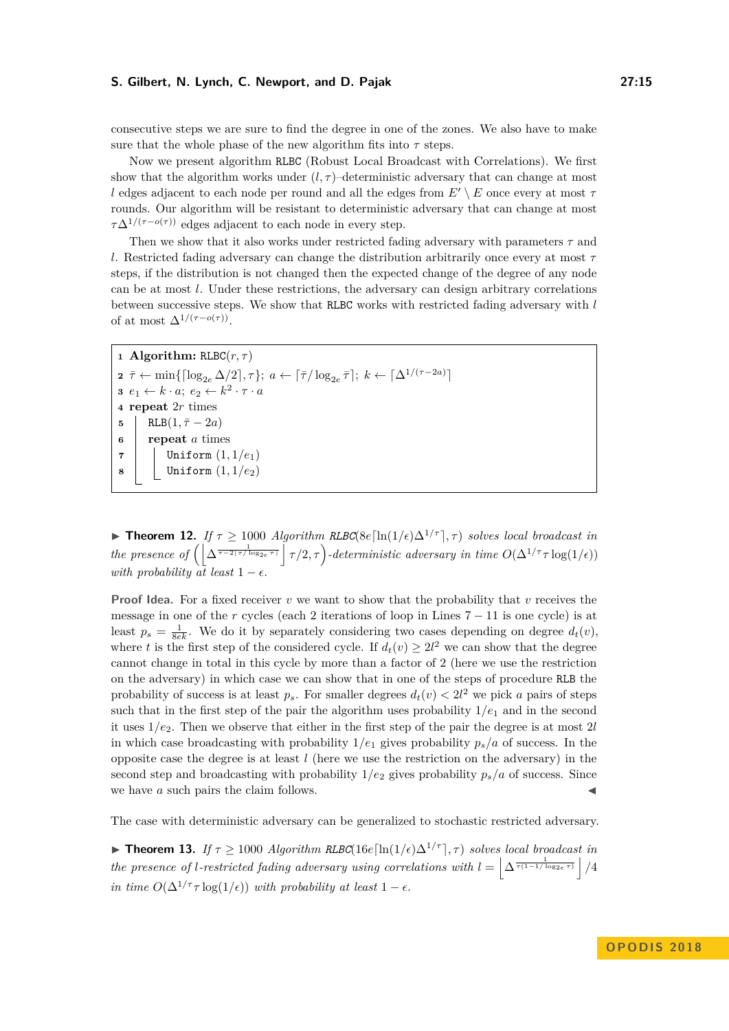consecutive steps we are sure to find the degree in one of the zones. We also have to make sure that the whole phase of the new algorithm fits into $\tau$ steps.

Now we present algorithm RLBC (Robust Local Broadcast with Correlations). We first show that the algorithm works under $(l, \tau)$–deterministic adversary that can change at most $l$ edges adjacent to each node per round and all the edges from $E' \setminus E$ once every at most $\tau$ rounds. Our algorithm will be resistant to deterministic adversary that can change at most $\tau\Delta^{1/(\tau - o(\tau))}$ edges adjacent to each node in every step.

Then we show that it also works under restricted fading adversary with parameters $\tau$ and $l$. Restricted fading adversary can change the distribution arbitrarily once every at most $\tau$ steps, if the distribution is not changed then the expected change of the degree of any node can be at most $l$. Under these restrictions, the adversary can design arbitrary correlations between successive steps. We show that RLBC works with restricted fading adversary with $l$ of at most $\Delta^{1/(\tau - o(\tau))}$.

```
1 Algorithm: RLBC(r, τ)
2 τ̄ ← min{⌈log_{2e} Δ/2⌉, τ};  a ← ⌈τ̄/ log_{2e} τ̄⌉;  k ← ⌈Δ^{1/(τ̄−2a)}⌉
3 e_1 ← k · a;  e_2 ← k² · τ · a
4 repeat 2r times
5 |  RLB(1, τ̄ − 2a)
6 |  repeat a times
7 |  |  Uniform (1, 1/e_1)
8 |  |  Uniform (1, 1/e_2)
```

▶ **Theorem 12.** *If $\tau \geq 1000$ Algorithm RLBC$(8e\lceil \ln(1/\epsilon)\Delta^{1/\tau}\rceil, \tau)$ solves local broadcast in the presence of $\left(\left\lfloor \Delta^{\frac{1}{\tau - 2\lceil \tau/\log_{2e}\tau\rceil}}\right\rfloor \tau/2, \tau\right)$-deterministic adversary in time $O(\Delta^{1/\tau}\tau\log(1/\epsilon))$ with probability at least $1-\epsilon$.*

**Proof Idea.** For a fixed receiver $v$ we want to show that the probability that $v$ receives the message in one of the $r$ cycles (each 2 iterations of loop in Lines $7-11$ is one cycle) is at least $p_s = \frac{1}{8ek}$. We do it by separately considering two cases depending on degree $d_t(v)$, where $t$ is the first step of the considered cycle. If $d_t(v) \geq 2l^2$ we can show that the degree cannot change in total in this cycle by more than a factor of 2 (here we use the restriction on the adversary) in which case we can show that in one of the steps of procedure RLB the probability of success is at least $p_s$. For smaller degrees $d_t(v) < 2l^2$ we pick $a$ pairs of steps such that in the first step of the pair the algorithm uses probability $1/e_1$ and in the second it uses $1/e_2$. Then we observe that either in the first step of the pair the degree is at most $2l$ in which case broadcasting with probability $1/e_1$ gives probability $p_s/a$ of success. In the opposite case the degree is at least $l$ (here we use the restriction on the adversary) in the second step and broadcasting with probability $1/e_2$ gives probability $p_s/a$ of success. Since we have $a$ such pairs the claim follows. ◀

The case with deterministic adversary can be generalized to stochastic restricted adversary.

▶ **Theorem 13.** *If $\tau \geq 1000$ Algorithm RLBC$(16e\lceil \ln(1/\epsilon)\Delta^{1/\tau}\rceil, \tau)$ solves local broadcast in the presence of $l$-restricted fading adversary using correlations with $l = \left\lfloor \Delta^{\frac{1}{\tau(1-1/\log_{2e}\tau)}}\right\rfloor/4$ in time $O(\Delta^{1/\tau}\tau\log(1/\epsilon))$ with probability at least $1-\epsilon$.*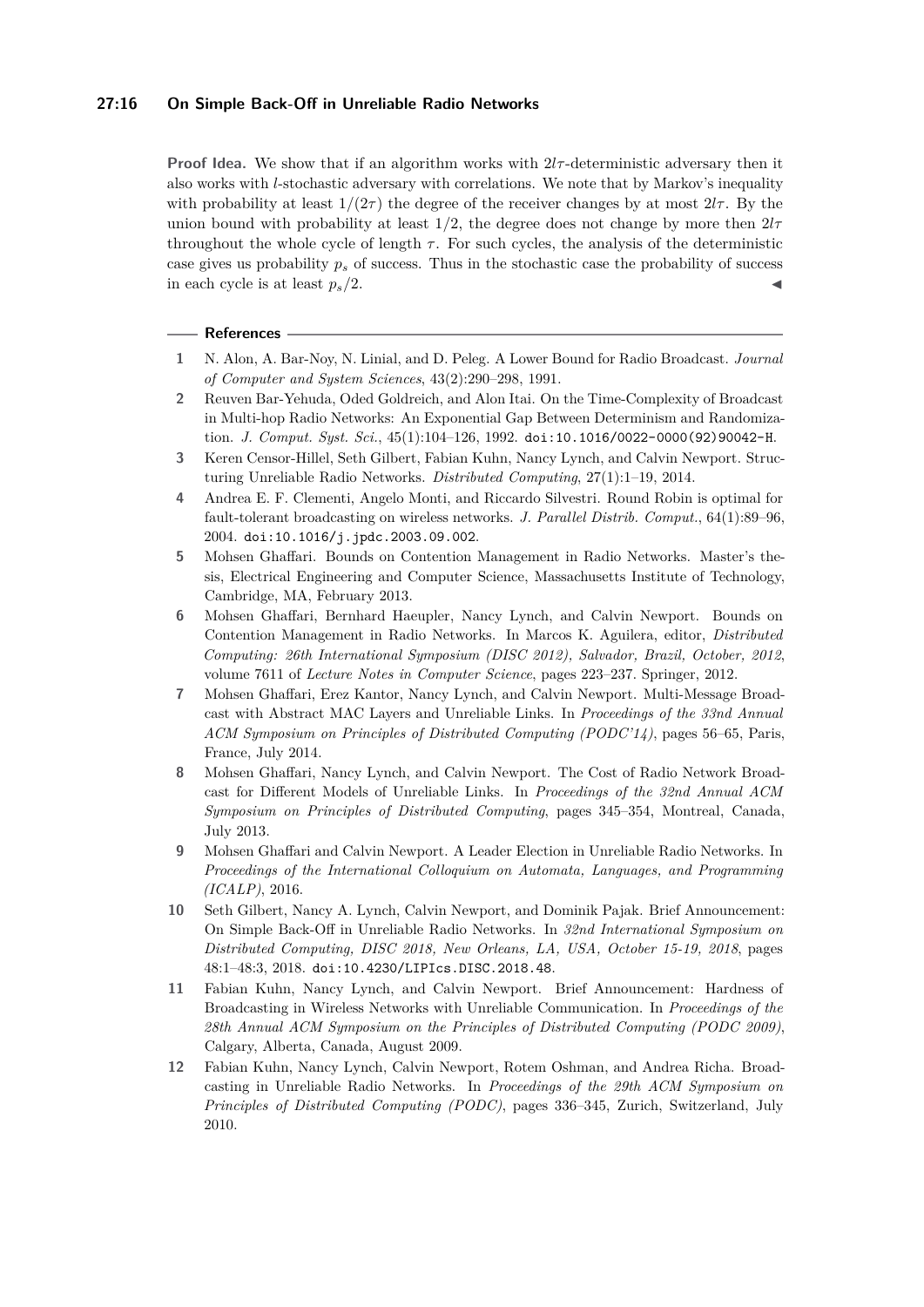**Proof Idea.** We show that if an algorithm works with $2l\tau$-deterministic adversary then it also works with $l$-stochastic adversary with correlations. We note that by Markov's inequality with probability at least $1/(2\tau)$ the degree of the receiver changes by at most $2l\tau$. By the union bound with probability at least $1/2$, the degree does not change by more then $2l\tau$ throughout the whole cycle of length $\tau$. For such cycles, the analysis of the deterministic case gives us probability $p_s$ of success. Thus in the stochastic case the probability of success in each cycle is at least $p_s/2$. ◀

## References

1. N. Alon, A. Bar-Noy, N. Linial, and D. Peleg. A Lower Bound for Radio Broadcast. *Journal of Computer and System Sciences*, 43(2):290–298, 1991.
2. Reuven Bar-Yehuda, Oded Goldreich, and Alon Itai. On the Time-Complexity of Broadcast in Multi-hop Radio Networks: An Exponential Gap Between Determinism and Randomization. *J. Comput. Syst. Sci.*, 45(1):104–126, 1992. doi:10.1016/0022-0000(92)90042-H.
3. Keren Censor-Hillel, Seth Gilbert, Fabian Kuhn, Nancy Lynch, and Calvin Newport. Structuring Unreliable Radio Networks. *Distributed Computing*, 27(1):1–19, 2014.
4. Andrea E. F. Clementi, Angelo Monti, and Riccardo Silvestri. Round Robin is optimal for fault-tolerant broadcasting on wireless networks. *J. Parallel Distrib. Comput.*, 64(1):89–96, 2004. doi:10.1016/j.jpdc.2003.09.002.
5. Mohsen Ghaffari. Bounds on Contention Management in Radio Networks. Master's thesis, Electrical Engineering and Computer Science, Massachusetts Institute of Technology, Cambridge, MA, February 2013.
6. Mohsen Ghaffari, Bernhard Haeupler, Nancy Lynch, and Calvin Newport. Bounds on Contention Management in Radio Networks. In Marcos K. Aguilera, editor, *Distributed Computing: 26th International Symposium (DISC 2012), Salvador, Brazil, October, 2012*, volume 7611 of *Lecture Notes in Computer Science*, pages 223–237. Springer, 2012.
7. Mohsen Ghaffari, Erez Kantor, Nancy Lynch, and Calvin Newport. Multi-Message Broadcast with Abstract MAC Layers and Unreliable Links. In *Proceedings of the 33nd Annual ACM Symposium on Principles of Distributed Computing (PODC'14)*, pages 56–65, Paris, France, July 2014.
8. Mohsen Ghaffari, Nancy Lynch, and Calvin Newport. The Cost of Radio Network Broadcast for Different Models of Unreliable Links. In *Proceedings of the 32nd Annual ACM Symposium on Principles of Distributed Computing*, pages 345–354, Montreal, Canada, July 2013.
9. Mohsen Ghaffari and Calvin Newport. A Leader Election in Unreliable Radio Networks. In *Proceedings of the International Colloquium on Automata, Languages, and Programming (ICALP)*, 2016.
10. Seth Gilbert, Nancy A. Lynch, Calvin Newport, and Dominik Pajak. Brief Announcement: On Simple Back-Off in Unreliable Radio Networks. In *32nd International Symposium on Distributed Computing, DISC 2018, New Orleans, LA, USA, October 15-19, 2018*, pages 48:1–48:3, 2018. doi:10.4230/LIPIcs.DISC.2018.48.
11. Fabian Kuhn, Nancy Lynch, and Calvin Newport. Brief Announcement: Hardness of Broadcasting in Wireless Networks with Unreliable Communication. In *Proceedings of the 28th Annual ACM Symposium on the Principles of Distributed Computing (PODC 2009)*, Calgary, Alberta, Canada, August 2009.
12. Fabian Kuhn, Nancy Lynch, Calvin Newport, Rotem Oshman, and Andrea Richa. Broadcasting in Unreliable Radio Networks. In *Proceedings of the 29th ACM Symposium on Principles of Distributed Computing (PODC)*, pages 336–345, Zurich, Switzerland, July 2010.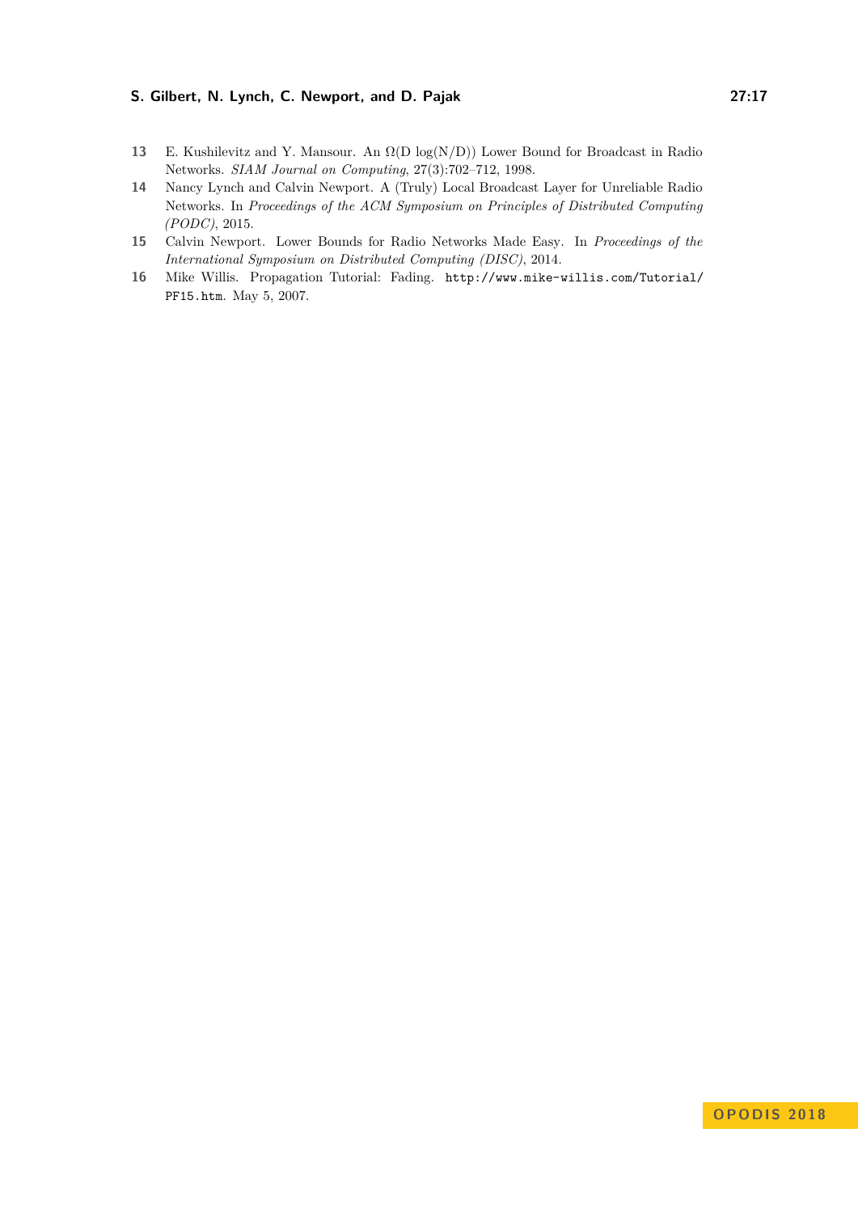13 E. Kushilevitz and Y. Mansour. An $\Omega(D \log(N/D))$ Lower Bound for Broadcast in Radio Networks. *SIAM Journal on Computing*, 27(3):702–712, 1998.

14 Nancy Lynch and Calvin Newport. A (Truly) Local Broadcast Layer for Unreliable Radio Networks. In *Proceedings of the ACM Symposium on Principles of Distributed Computing (PODC)*, 2015.

15 Calvin Newport. Lower Bounds for Radio Networks Made Easy. In *Proceedings of the International Symposium on Distributed Computing (DISC)*, 2014.

16 Mike Willis. Propagation Tutorial: Fading. `http://www.mike-willis.com/Tutorial/PF15.htm`. May 5, 2007.